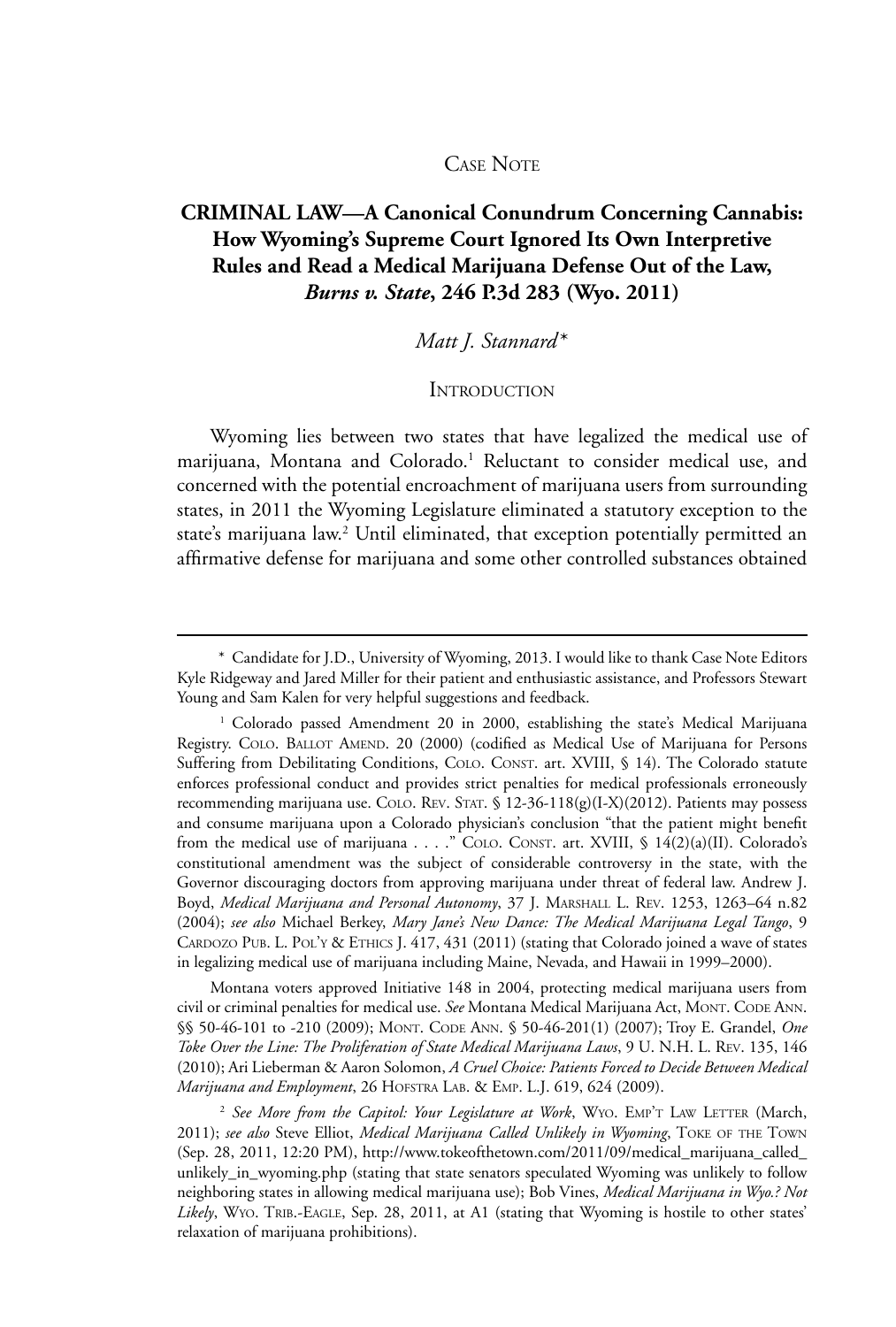Case Note

# CRIMINAL LAW—A Canonical Conundrum Concerning Cannabis: How Wyoming's Supreme Court Ignored Its Own Interpretive Rules and Read a Medical Marijuana Defense Out of the Law, *Burns v. State*, 246 P.3d 283 (Wyo. 2011)

*Matt J. Stannard**

## Introduction

Wyoming lies between two states that have legalized the medical use of marijuana, Montana and Colorado.[1] Reluctant to consider medical use, and concerned with the potential encroachment of marijuana users from surrounding states, in 2011 the Wyoming Legislature eliminated a statutory exception to the state's marijuana law.[2] Until eliminated, that exception potentially permitted an affirmative defense for marijuana and some other controlled substances obtained

---

\* Candidate for J.D., University of Wyoming, 2013. I would like to thank Case Note Editors Kyle Ridgeway and Jared Miller for their patient and enthusiastic assistance, and Professors Stewart Young and Sam Kalen for very helpful suggestions and feedback.

[1] Colorado passed Amendment 20 in 2000, establishing the state's Medical Marijuana Registry. Colo. Ballot Amend. 20 (2000) (codified as Medical Use of Marijuana for Persons Suffering from Debilitating Conditions, Colo. Const. art. XVIII, § 14). The Colorado statute enforces professional conduct and provides strict penalties for medical professionals erroneously recommending marijuana use. Colo. Rev. Stat. § 12-36-118(g)(I-X)(2012). Patients may possess and consume marijuana upon a Colorado physician's conclusion "that the patient might benefit from the medical use of marijuana . . . ." Colo. Const. art. XVIII, § 14(2)(a)(II). Colorado's constitutional amendment was the subject of considerable controversy in the state, with the Governor discouraging doctors from approving marijuana under threat of federal law. Andrew J. Boyd, *Medical Marijuana and Personal Autonomy*, 37 J. Marshall L. Rev. 1253, 1263–64 n.82 (2004); *see also* Michael Berkey, *Mary Jane's New Dance: The Medical Marijuana Legal Tango*, 9 Cardozo Pub. L. Pol'y & Ethics J. 417, 431 (2011) (stating that Colorado joined a wave of states in legalizing medical use of marijuana including Maine, Nevada, and Hawaii in 1999–2000).

Montana voters approved Initiative 148 in 2004, protecting medical marijuana users from civil or criminal penalties for medical use. *See* Montana Medical Marijuana Act, Mont. Code Ann. §§ 50-46-101 to -210 (2009); Mont. Code Ann. § 50-46-201(1) (2007); Troy E. Grandel, *One Toke Over the Line: The Proliferation of State Medical Marijuana Laws*, 9 U. N.H. L. Rev. 135, 146 (2010); Ari Lieberman & Aaron Solomon, *A Cruel Choice: Patients Forced to Decide Between Medical Marijuana and Employment*, 26 Hofstra Lab. & Emp. L.J. 619, 624 (2009).

[2] *See More from the Capitol: Your Legislature at Work*, Wyo. Emp't Law Letter (March, 2011); *see also* Steve Elliot, *Medical Marijuana Called Unlikely in Wyoming*, Toke of the Town (Sep. 28, 2011, 12:20 PM), http://www.tokeofthetown.com/2011/09/medical_marijuana_called_unlikely_in_wyoming.php (stating that state senators speculated Wyoming was unlikely to follow neighboring states in allowing medical marijuana use); Bob Vines, *Medical Marijuana in Wyo.? Not Likely*, Wyo. Trib.-Eagle, Sep. 28, 2011, at A1 (stating that Wyoming is hostile to other states' relaxation of marijuana prohibitions).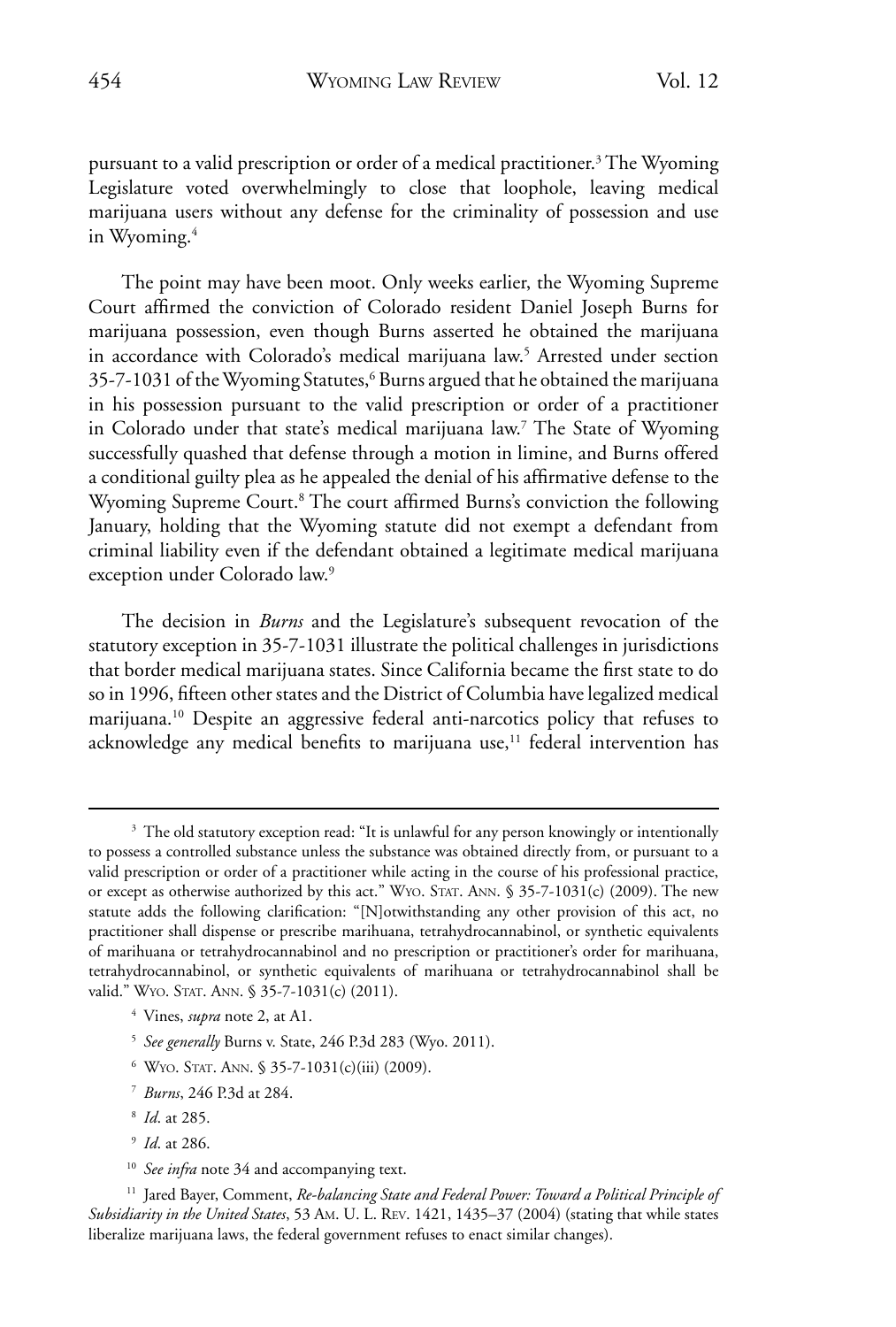pursuant to a valid prescription or order of a medical practitioner.[3] The Wyoming Legislature voted overwhelmingly to close that loophole, leaving medical marijuana users without any defense for the criminality of possession and use in Wyoming.[4]

The point may have been moot. Only weeks earlier, the Wyoming Supreme Court affirmed the conviction of Colorado resident Daniel Joseph Burns for marijuana possession, even though Burns asserted he obtained the marijuana in accordance with Colorado's medical marijuana law.[5] Arrested under section 35-7-1031 of the Wyoming Statutes,[6] Burns argued that he obtained the marijuana in his possession pursuant to the valid prescription or order of a practitioner in Colorado under that state's medical marijuana law.[7] The State of Wyoming successfully quashed that defense through a motion in limine, and Burns offered a conditional guilty plea as he appealed the denial of his affirmative defense to the Wyoming Supreme Court.[8] The court affirmed Burns's conviction the following January, holding that the Wyoming statute did not exempt a defendant from criminal liability even if the defendant obtained a legitimate medical marijuana exception under Colorado law.[9]

The decision in *Burns* and the Legislature's subsequent revocation of the statutory exception in 35-7-1031 illustrate the political challenges in jurisdictions that border medical marijuana states. Since California became the first state to do so in 1996, fifteen other states and the District of Columbia have legalized medical marijuana.[10] Despite an aggressive federal anti-narcotics policy that refuses to acknowledge any medical benefits to marijuana use,[11] federal intervention has

---

[3] The old statutory exception read: "It is unlawful for any person knowingly or intentionally to possess a controlled substance unless the substance was obtained directly from, or pursuant to a valid prescription or order of a practitioner while acting in the course of his professional practice, or except as otherwise authorized by this act." Wyo. Stat. Ann. § 35-7-1031(c) (2009). The new statute adds the following clarification: "[N]otwithstanding any other provision of this act, no practitioner shall dispense or prescribe marihuana, tetrahydrocannabinol, or synthetic equivalents of marihuana or tetrahydrocannabinol and no prescription or practitioner's order for marihuana, tetrahydrocannabinol, or synthetic equivalents of marihuana or tetrahydrocannabinol shall be valid." Wyo. Stat. Ann. § 35-7-1031(c) (2011).

[4] Vines, *supra* note 2, at A1.

[5] *See generally* Burns v. State, 246 P.3d 283 (Wyo. 2011).

[6] Wyo. Stat. Ann. § 35-7-1031(c)(iii) (2009).

[7] *Burns*, 246 P.3d at 284.

[8] *Id*. at 285.

[9] *Id*. at 286.

[10] *See infra* note 34 and accompanying text.

[11] Jared Bayer, Comment, *Re-balancing State and Federal Power: Toward a Political Principle of Subsidiarity in the United States*, 53 Am. U. L. Rev. 1421, 1435–37 (2004) (stating that while states liberalize marijuana laws, the federal government refuses to enact similar changes).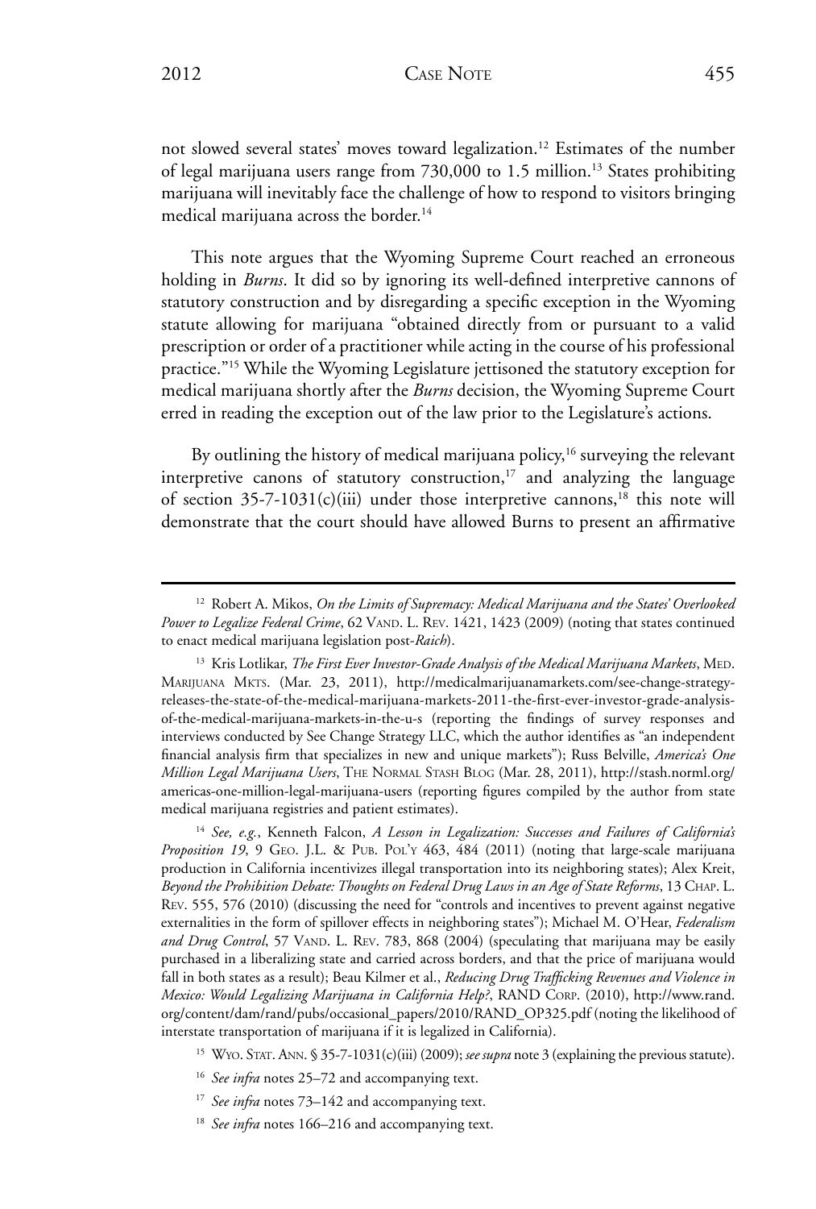not slowed several states' moves toward legalization.[12] Estimates of the number of legal marijuana users range from 730,000 to 1.5 million.[13] States prohibiting marijuana will inevitably face the challenge of how to respond to visitors bringing medical marijuana across the border.[14]

This note argues that the Wyoming Supreme Court reached an erroneous holding in *Burns*. It did so by ignoring its well-defined interpretive cannons of statutory construction and by disregarding a specific exception in the Wyoming statute allowing for marijuana "obtained directly from or pursuant to a valid prescription or order of a practitioner while acting in the course of his professional practice."[15] While the Wyoming Legislature jettisoned the statutory exception for medical marijuana shortly after the *Burns* decision, the Wyoming Supreme Court erred in reading the exception out of the law prior to the Legislature's actions.

By outlining the history of medical marijuana policy,[16] surveying the relevant interpretive canons of statutory construction,[17] and analyzing the language of section 35-7-1031(c)(iii) under those interpretive cannons,[18] this note will demonstrate that the court should have allowed Burns to present an affirmative

---

[12] Robert A. Mikos, *On the Limits of Supremacy: Medical Marijuana and the States' Overlooked Power to Legalize Federal Crime*, 62 Vand. L. Rev. 1421, 1423 (2009) (noting that states continued to enact medical marijuana legislation post-*Raich*).

[13] Kris Lotlikar, *The First Ever Investor-Grade Analysis of the Medical Marijuana Markets*, Med. Marijuana Mkts. (Mar. 23, 2011), http://medicalmarijuanamarkets.com/see-change-strategy-releases-the-state-of-the-medical-marijuana-markets-2011-the-first-ever-investor-grade-analysis-of-the-medical-marijuana-markets-in-the-u-s (reporting the findings of survey responses and interviews conducted by See Change Strategy LLC, which the author identifies as "an independent financial analysis firm that specializes in new and unique markets"); Russ Belville, *America's One Million Legal Marijuana Users*, The Normal Stash Blog (Mar. 28, 2011), http://stash.norml.org/americas-one-million-legal-marijuana-users (reporting figures compiled by the author from state medical marijuana registries and patient estimates).

[14] *See, e.g.*, Kenneth Falcon, *A Lesson in Legalization: Successes and Failures of California's Proposition 19*, 9 Geo. J.L. & Pub. Pol'y 463, 484 (2011) (noting that large-scale marijuana production in California incentivizes illegal transportation into its neighboring states); Alex Kreit, *Beyond the Prohibition Debate: Thoughts on Federal Drug Laws in an Age of State Reforms*, 13 Chap. L. Rev. 555, 576 (2010) (discussing the need for "controls and incentives to prevent against negative externalities in the form of spillover effects in neighboring states"); Michael M. O'Hear, *Federalism and Drug Control*, 57 Vand. L. Rev. 783, 868 (2004) (speculating that marijuana may be easily purchased in a liberalizing state and carried across borders, and that the price of marijuana would fall in both states as a result); Beau Kilmer et al., *Reducing Drug Trafficking Revenues and Violence in Mexico: Would Legalizing Marijuana in California Help?*, RAND Corp. (2010), http://www.rand.org/content/dam/rand/pubs/occasional_papers/2010/RAND_OP325.pdf (noting the likelihood of interstate transportation of marijuana if it is legalized in California).

[15] Wyo. Stat. Ann. § 35-7-1031(c)(iii) (2009); *see supra* note 3 (explaining the previous statute).

[16] *See infra* notes 25–72 and accompanying text.

[17] *See infra* notes 73–142 and accompanying text.

[18] *See infra* notes 166–216 and accompanying text.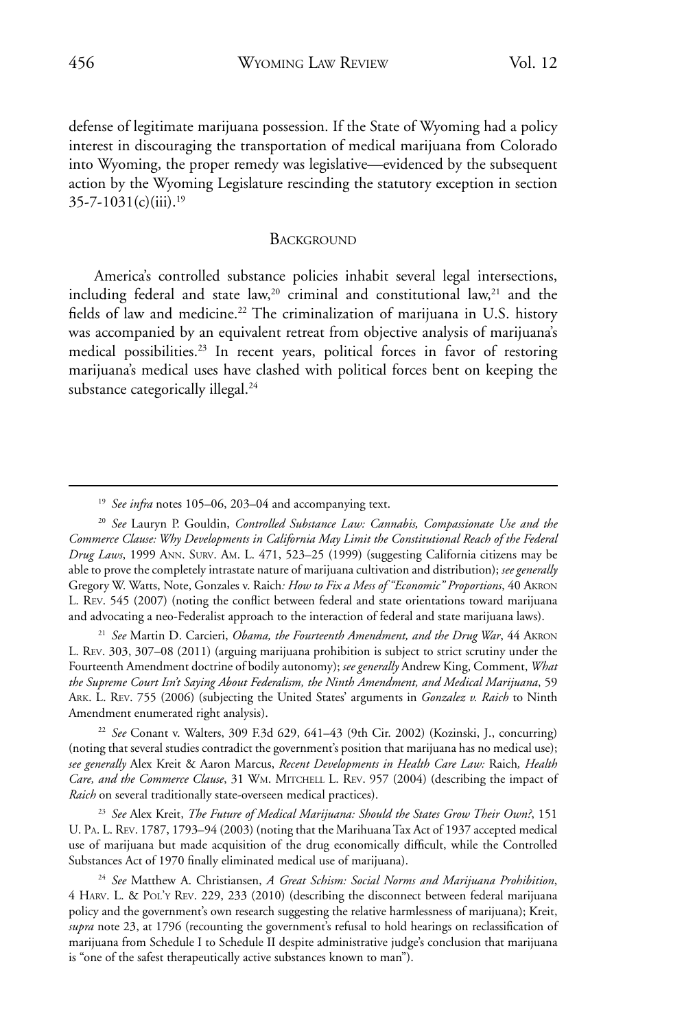defense of legitimate marijuana possession. If the State of Wyoming had a policy interest in discouraging the transportation of medical marijuana from Colorado into Wyoming, the proper remedy was legislative—evidenced by the subsequent action by the Wyoming Legislature rescinding the statutory exception in section 35-7-1031(c)(iii).[19]

## Background

America's controlled substance policies inhabit several legal intersections, including federal and state law,[20] criminal and constitutional law,[21] and the fields of law and medicine.[22] The criminalization of marijuana in U.S. history was accompanied by an equivalent retreat from objective analysis of marijuana's medical possibilities.[23] In recent years, political forces in favor of restoring marijuana's medical uses have clashed with political forces bent on keeping the substance categorically illegal.[24]

---

[19] *See infra* notes 105–06, 203–04 and accompanying text.

[20] *See* Lauryn P. Gouldin, *Controlled Substance Law: Cannabis, Compassionate Use and the Commerce Clause: Why Developments in California May Limit the Constitutional Reach of the Federal Drug Laws*, 1999 Ann. Surv. Am. L. 471, 523–25 (1999) (suggesting California citizens may be able to prove the completely intrastate nature of marijuana cultivation and distribution); *see generally* Gregory W. Watts, Note, Gonzales v. Raich*: How to Fix a Mess of "Economic" Proportions*, 40 Akron L. Rev. 545 (2007) (noting the conflict between federal and state orientations toward marijuana and advocating a neo-Federalist approach to the interaction of federal and state marijuana laws).

[21] *See* Martin D. Carcieri, *Obama, the Fourteenth Amendment, and the Drug War*, 44 Akron L. Rev. 303, 307–08 (2011) (arguing marijuana prohibition is subject to strict scrutiny under the Fourteenth Amendment doctrine of bodily autonomy); *see generally* Andrew King, Comment, *What the Supreme Court Isn't Saying About Federalism, the Ninth Amendment, and Medical Marijuana*, 59 Ark. L. Rev. 755 (2006) (subjecting the United States' arguments in *Gonzalez v. Raich* to Ninth Amendment enumerated right analysis).

[22] *See* Conant v. Walters, 309 F.3d 629, 641–43 (9th Cir. 2002) (Kozinski, J., concurring) (noting that several studies contradict the government's position that marijuana has no medical use); *see generally* Alex Kreit & Aaron Marcus, *Recent Developments in Health Care Law:* Raich*, Health Care, and the Commerce Clause*, 31 Wm. Mitchell L. Rev. 957 (2004) (describing the impact of *Raich* on several traditionally state-overseen medical practices).

[23] *See* Alex Kreit, *The Future of Medical Marijuana: Should the States Grow Their Own?*, 151 U. Pa. L. Rev. 1787, 1793–94 (2003) (noting that the Marihuana Tax Act of 1937 accepted medical use of marijuana but made acquisition of the drug economically difficult, while the Controlled Substances Act of 1970 finally eliminated medical use of marijuana).

[24] *See* Matthew A. Christiansen, *A Great Schism: Social Norms and Marijuana Prohibition*, 4 Harv. L. & Pol'y Rev. 229, 233 (2010) (describing the disconnect between federal marijuana policy and the government's own research suggesting the relative harmlessness of marijuana); Kreit, *supra* note 23, at 1796 (recounting the government's refusal to hold hearings on reclassification of marijuana from Schedule I to Schedule II despite administrative judge's conclusion that marijuana is "one of the safest therapeutically active substances known to man").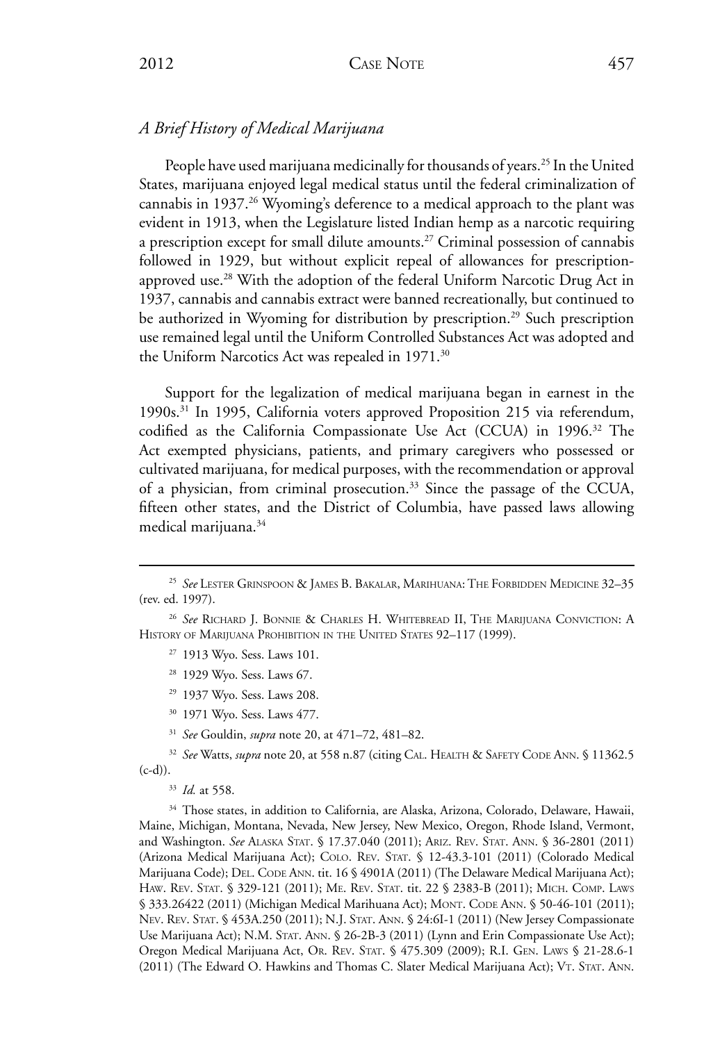### *A Brief History of Medical Marijuana*

People have used marijuana medicinally for thousands of years.[25] In the United States, marijuana enjoyed legal medical status until the federal criminalization of cannabis in 1937.[26] Wyoming's deference to a medical approach to the plant was evident in 1913, when the Legislature listed Indian hemp as a narcotic requiring a prescription except for small dilute amounts.[27] Criminal possession of cannabis followed in 1929, but without explicit repeal of allowances for prescription-approved use.[28] With the adoption of the federal Uniform Narcotic Drug Act in 1937, cannabis and cannabis extract were banned recreationally, but continued to be authorized in Wyoming for distribution by prescription.[29] Such prescription use remained legal until the Uniform Controlled Substances Act was adopted and the Uniform Narcotics Act was repealed in 1971.[30]

Support for the legalization of medical marijuana began in earnest in the 1990s.[31] In 1995, California voters approved Proposition 215 via referendum, codified as the California Compassionate Use Act (CCUA) in 1996.[32] The Act exempted physicians, patients, and primary caregivers who possessed or cultivated marijuana, for medical purposes, with the recommendation or approval of a physician, from criminal prosecution.[33] Since the passage of the CCUA, fifteen other states, and the District of Columbia, have passed laws allowing medical marijuana.[34]

---

[25] *See* Lester Grinspoon & James B. Bakalar, Marihuana: The Forbidden Medicine 32–35 (rev. ed. 1997).

[26] *See* Richard J. Bonnie & Charles H. Whitebread II, The Marijuana Conviction: A History of Marijuana Prohibition in the United States 92–117 (1999).

[27] 1913 Wyo. Sess. Laws 101.

[28] 1929 Wyo. Sess. Laws 67.

[29] 1937 Wyo. Sess. Laws 208.

[30] 1971 Wyo. Sess. Laws 477.

[31] *See* Gouldin, *supra* note 20, at 471–72, 481–82.

[32] *See* Watts, *supra* note 20, at 558 n.87 (citing Cal. Health & Safety Code Ann. § 11362.5 (c-d)).

[33] *Id.* at 558.

[34] Those states, in addition to California, are Alaska, Arizona, Colorado, Delaware, Hawaii, Maine, Michigan, Montana, Nevada, New Jersey, New Mexico, Oregon, Rhode Island, Vermont, and Washington. *See* Alaska Stat. § 17.37.040 (2011); Ariz. Rev. Stat. Ann. § 36-2801 (2011) (Arizona Medical Marijuana Act); Colo. Rev. Stat. § 12-43.3-101 (2011) (Colorado Medical Marijuana Code); Del. Code Ann. tit. 16 § 4901A (2011) (The Delaware Medical Marijuana Act); Haw. Rev. Stat. § 329-121 (2011); Me. Rev. Stat. tit. 22 § 2383-B (2011); Mich. Comp. Laws § 333.26422 (2011) (Michigan Medical Marihuana Act); Mont. Code Ann. § 50-46-101 (2011); Nev. Rev. Stat. § 453A.250 (2011); N.J. Stat. Ann. § 24:6I-1 (2011) (New Jersey Compassionate Use Marijuana Act); N.M. Stat. Ann. § 26-2B-3 (2011) (Lynn and Erin Compassionate Use Act); Oregon Medical Marijuana Act, Or. Rev. Stat. § 475.309 (2009); R.I. Gen. Laws § 21-28.6-1 (2011) (The Edward O. Hawkins and Thomas C. Slater Medical Marijuana Act); Vt. Stat. Ann.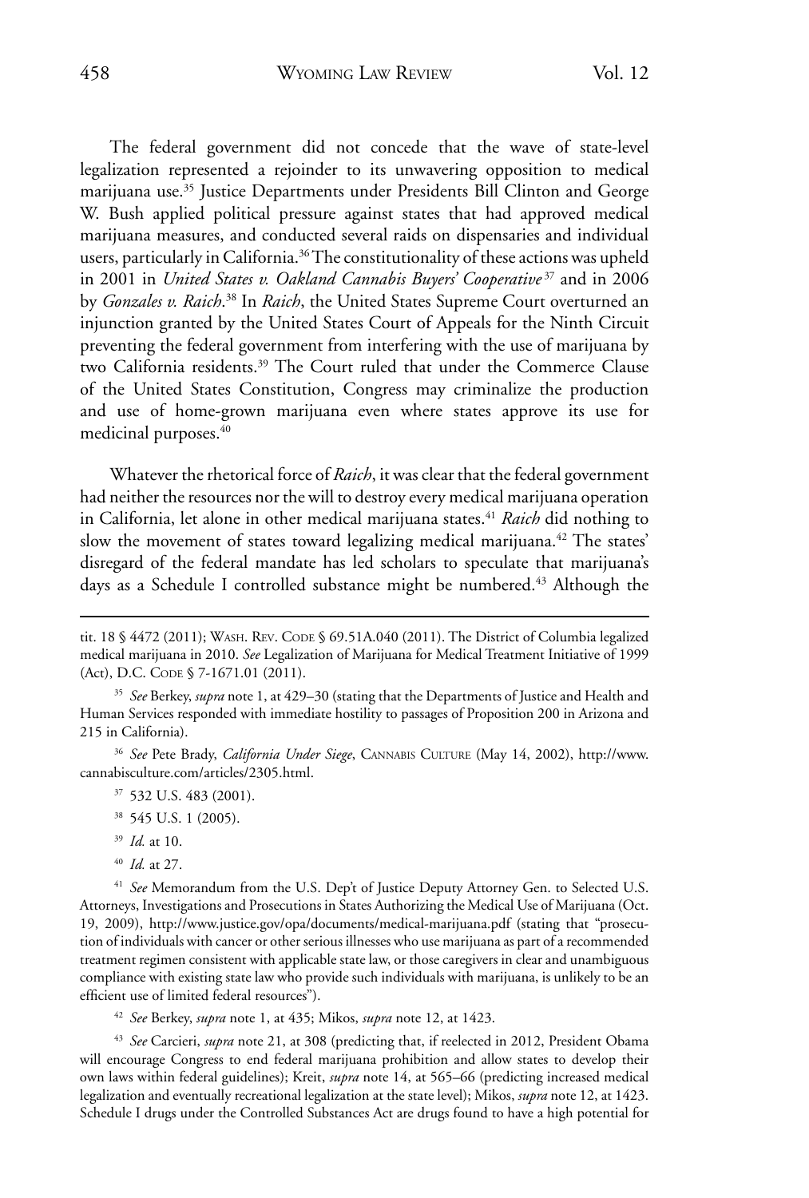The federal government did not concede that the wave of state-level legalization represented a rejoinder to its unwavering opposition to medical marijuana use.[35] Justice Departments under Presidents Bill Clinton and George W. Bush applied political pressure against states that had approved medical marijuana measures, and conducted several raids on dispensaries and individual users, particularly in California.[36] The constitutionality of these actions was upheld in 2001 in *United States v. Oakland Cannabis Buyers' Cooperative*[37] and in 2006 by *Gonzales v. Raich*.[38] In *Raich*, the United States Supreme Court overturned an injunction granted by the United States Court of Appeals for the Ninth Circuit preventing the federal government from interfering with the use of marijuana by two California residents.[39] The Court ruled that under the Commerce Clause of the United States Constitution, Congress may criminalize the production and use of home-grown marijuana even where states approve its use for medicinal purposes.[40]

Whatever the rhetorical force of *Raich*, it was clear that the federal government had neither the resources nor the will to destroy every medical marijuana operation in California, let alone in other medical marijuana states.[41] *Raich* did nothing to slow the movement of states toward legalizing medical marijuana.[42] The states' disregard of the federal mandate has led scholars to speculate that marijuana's days as a Schedule I controlled substance might be numbered.[43] Although the

---

tit. 18 § 4472 (2011); WASH. REV. CODE § 69.51A.040 (2011). The District of Columbia legalized medical marijuana in 2010. *See* Legalization of Marijuana for Medical Treatment Initiative of 1999 (Act), D.C. CODE § 7-1671.01 (2011).

[35] *See* Berkey, *supra* note 1, at 429–30 (stating that the Departments of Justice and Health and Human Services responded with immediate hostility to passages of Proposition 200 in Arizona and 215 in California).

[36] *See* Pete Brady, *California Under Siege*, CANNABIS CULTURE (May 14, 2002), http://www.cannabisculture.com/articles/2305.html.

[37] 532 U.S. 483 (2001).

[38] 545 U.S. 1 (2005).

[39] *Id.* at 10.

[40] *Id.* at 27.

[41] *See* Memorandum from the U.S. Dep't of Justice Deputy Attorney Gen. to Selected U.S. Attorneys, Investigations and Prosecutions in States Authorizing the Medical Use of Marijuana (Oct. 19, 2009), http://www.justice.gov/opa/documents/medical-marijuana.pdf (stating that "prosecution of individuals with cancer or other serious illnesses who use marijuana as part of a recommended treatment regimen consistent with applicable state law, or those caregivers in clear and unambiguous compliance with existing state law who provide such individuals with marijuana, is unlikely to be an efficient use of limited federal resources").

[42] *See* Berkey, *supra* note 1, at 435; Mikos, *supra* note 12, at 1423.

[43] *See* Carcieri, *supra* note 21, at 308 (predicting that, if reelected in 2012, President Obama will encourage Congress to end federal marijuana prohibition and allow states to develop their own laws within federal guidelines); Kreit, *supra* note 14, at 565–66 (predicting increased medical legalization and eventually recreational legalization at the state level); Mikos, *supra* note 12, at 1423. Schedule I drugs under the Controlled Substances Act are drugs found to have a high potential for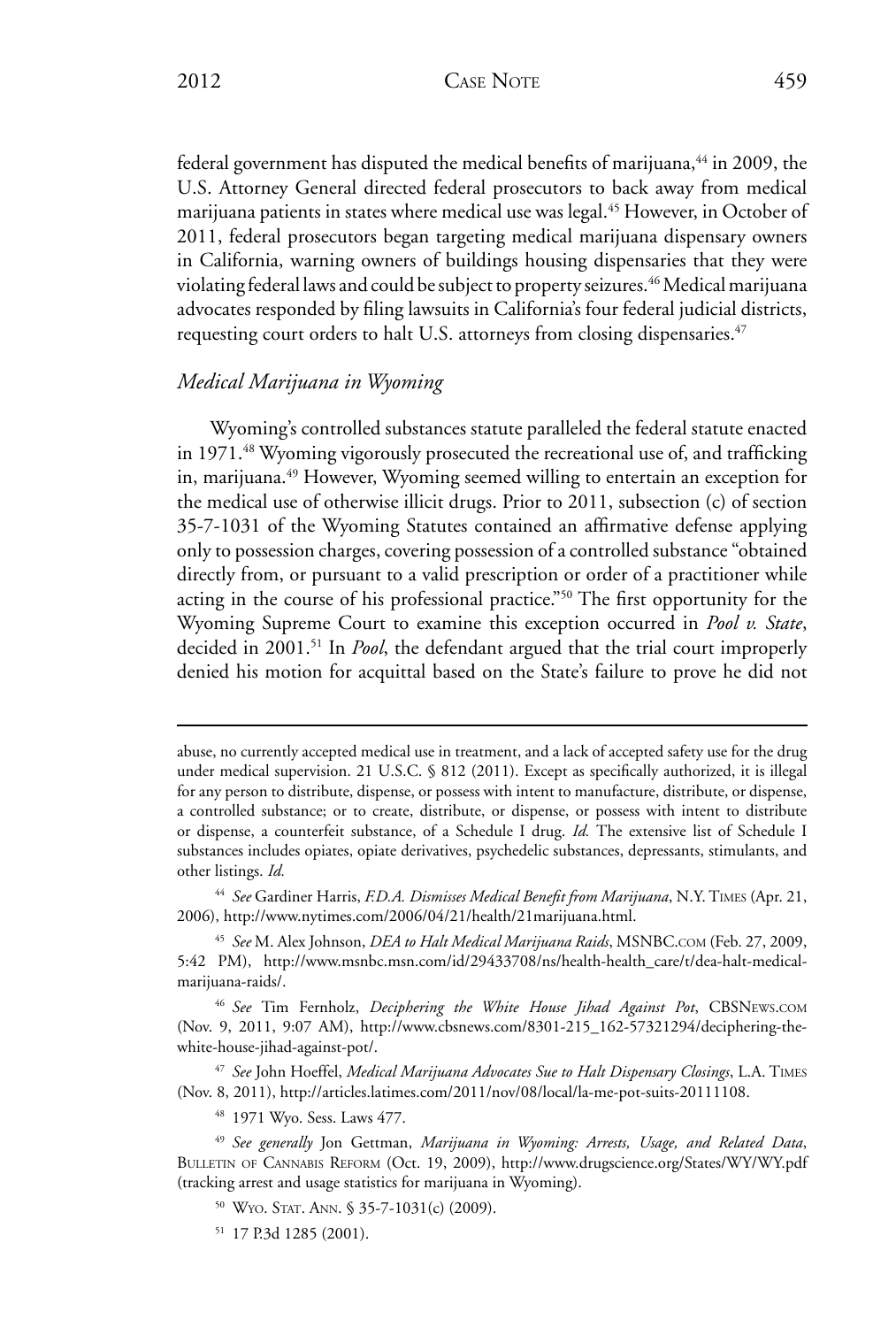federal government has disputed the medical benefits of marijuana,[44] in 2009, the U.S. Attorney General directed federal prosecutors to back away from medical marijuana patients in states where medical use was legal.[45] However, in October of 2011, federal prosecutors began targeting medical marijuana dispensary owners in California, warning owners of buildings housing dispensaries that they were violating federal laws and could be subject to property seizures.[46] Medical marijuana advocates responded by filing lawsuits in California's four federal judicial districts, requesting court orders to halt U.S. attorneys from closing dispensaries.[47]

### *Medical Marijuana in Wyoming*

Wyoming's controlled substances statute paralleled the federal statute enacted in 1971.[48] Wyoming vigorously prosecuted the recreational use of, and trafficking in, marijuana.[49] However, Wyoming seemed willing to entertain an exception for the medical use of otherwise illicit drugs. Prior to 2011, subsection (c) of section 35-7-1031 of the Wyoming Statutes contained an affirmative defense applying only to possession charges, covering possession of a controlled substance "obtained directly from, or pursuant to a valid prescription or order of a practitioner while acting in the course of his professional practice."[50] The first opportunity for the Wyoming Supreme Court to examine this exception occurred in *Pool v. State*, decided in 2001.[51] In *Pool*, the defendant argued that the trial court improperly denied his motion for acquittal based on the State's failure to prove he did not

---

abuse, no currently accepted medical use in treatment, and a lack of accepted safety use for the drug under medical supervision. 21 U.S.C. § 812 (2011). Except as specifically authorized, it is illegal for any person to distribute, dispense, or possess with intent to manufacture, distribute, or dispense, a controlled substance; or to create, distribute, or dispense, or possess with intent to distribute or dispense, a counterfeit substance, of a Schedule I drug. *Id.* The extensive list of Schedule I substances includes opiates, opiate derivatives, psychedelic substances, depressants, stimulants, and other listings. *Id.*

[44] *See* Gardiner Harris, *F.D.A. Dismisses Medical Benefit from Marijuana*, N.Y. Times (Apr. 21, 2006), http://www.nytimes.com/2006/04/21/health/21marijuana.html.

[45] *See* M. Alex Johnson, *DEA to Halt Medical Marijuana Raids*, MSNBC.com (Feb. 27, 2009, 5:42 PM), http://www.msnbc.msn.com/id/29433708/ns/health-health_care/t/dea-halt-medical-marijuana-raids/.

[46] *See* Tim Fernholz, *Deciphering the White House Jihad Against Pot*, CBSNews.com (Nov. 9, 2011, 9:07 AM), http://www.cbsnews.com/8301-215_162-57321294/deciphering-the-white-house-jihad-against-pot/.

[47] *See* John Hoeffel, *Medical Marijuana Advocates Sue to Halt Dispensary Closings*, L.A. Times (Nov. 8, 2011), http://articles.latimes.com/2011/nov/08/local/la-me-pot-suits-20111108.

[48] 1971 Wyo. Sess. Laws 477.

[49] *See generally* Jon Gettman, *Marijuana in Wyoming: Arrests, Usage, and Related Data*, Bulletin of Cannabis Reform (Oct. 19, 2009), http://www.drugscience.org/States/WY/WY.pdf (tracking arrest and usage statistics for marijuana in Wyoming).

[50] Wyo. Stat. Ann. § 35-7-1031(c) (2009).

[51] 17 P.3d 1285 (2001).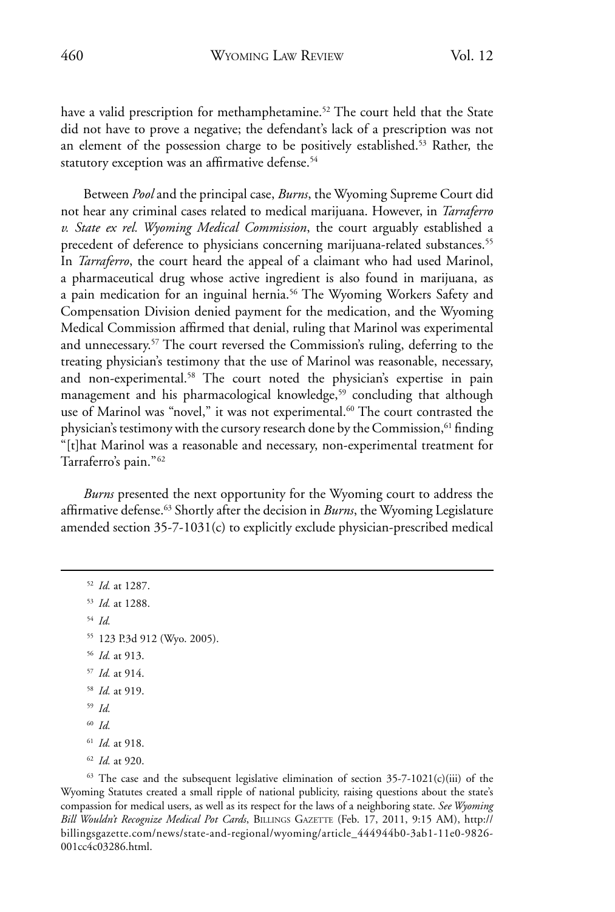have a valid prescription for methamphetamine.[52] The court held that the State did not have to prove a negative; the defendant's lack of a prescription was not an element of the possession charge to be positively established.[53] Rather, the statutory exception was an affirmative defense.[54]

Between *Pool* and the principal case, *Burns*, the Wyoming Supreme Court did not hear any criminal cases related to medical marijuana. However, in *Tarraferro v. State ex rel. Wyoming Medical Commission*, the court arguably established a precedent of deference to physicians concerning marijuana-related substances.[55] In *Tarraferro*, the court heard the appeal of a claimant who had used Marinol, a pharmaceutical drug whose active ingredient is also found in marijuana, as a pain medication for an inguinal hernia.[56] The Wyoming Workers Safety and Compensation Division denied payment for the medication, and the Wyoming Medical Commission affirmed that denial, ruling that Marinol was experimental and unnecessary.[57] The court reversed the Commission's ruling, deferring to the treating physician's testimony that the use of Marinol was reasonable, necessary, and non-experimental.[58] The court noted the physician's expertise in pain management and his pharmacological knowledge,[59] concluding that although use of Marinol was "novel," it was not experimental.[60] The court contrasted the physician's testimony with the cursory research done by the Commission,[61] finding "[t]hat Marinol was a reasonable and necessary, non-experimental treatment for Tarraferro's pain."[62]

*Burns* presented the next opportunity for the Wyoming court to address the affirmative defense.[63] Shortly after the decision in *Burns*, the Wyoming Legislature amended section 35-7-1031(c) to explicitly exclude physician-prescribed medical

---

[52] *Id.* at 1287.

[53] *Id.* at 1288.

[54] *Id.*

[55] 123 P.3d 912 (Wyo. 2005).

[56] *Id.* at 913.

[57] *Id.* at 914.

[58] *Id.* at 919.

[59] *Id.*

[60] *Id.*

[61] *Id.* at 918.

[62] *Id.* at 920.

[63] The case and the subsequent legislative elimination of section 35-7-1021(c)(iii) of the Wyoming Statutes created a small ripple of national publicity, raising questions about the state's compassion for medical users, as well as its respect for the laws of a neighboring state. *See Wyoming Bill Wouldn't Recognize Medical Pot Cards*, BILLINGS GAZETTE (Feb. 17, 2011, 9:15 AM), http://billingsgazette.com/news/state-and-regional/wyoming/article_444944b0-3ab1-11e0-9826-001cc4c03286.html.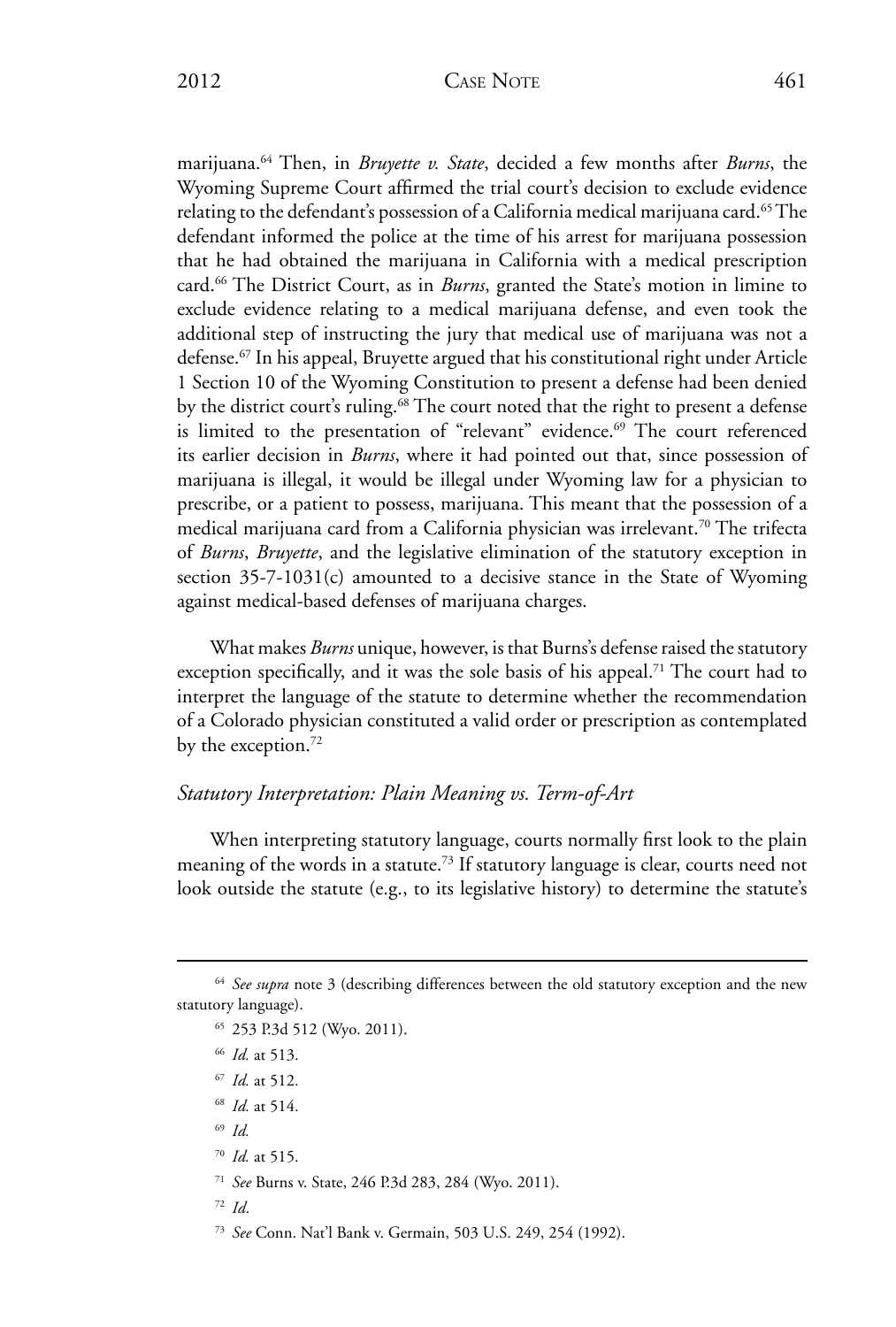marijuana.[64] Then, in *Bruyette v. State*, decided a few months after *Burns*, the Wyoming Supreme Court affirmed the trial court's decision to exclude evidence relating to the defendant's possession of a California medical marijuana card.[65] The defendant informed the police at the time of his arrest for marijuana possession that he had obtained the marijuana in California with a medical prescription card.[66] The District Court, as in *Burns*, granted the State's motion in limine to exclude evidence relating to a medical marijuana defense, and even took the additional step of instructing the jury that medical use of marijuana was not a defense.[67] In his appeal, Bruyette argued that his constitutional right under Article 1 Section 10 of the Wyoming Constitution to present a defense had been denied by the district court's ruling.[68] The court noted that the right to present a defense is limited to the presentation of "relevant" evidence.[69] The court referenced its earlier decision in *Burns*, where it had pointed out that, since possession of marijuana is illegal, it would be illegal under Wyoming law for a physician to prescribe, or a patient to possess, marijuana. This meant that the possession of a medical marijuana card from a California physician was irrelevant.[70] The trifecta of *Burns*, *Bruyette*, and the legislative elimination of the statutory exception in section 35-7-1031(c) amounted to a decisive stance in the State of Wyoming against medical-based defenses of marijuana charges.

What makes *Burns* unique, however, is that Burns's defense raised the statutory exception specifically, and it was the sole basis of his appeal.[71] The court had to interpret the language of the statute to determine whether the recommendation of a Colorado physician constituted a valid order or prescription as contemplated by the exception.[72]

### *Statutory Interpretation: Plain Meaning vs. Term-of-Art*

When interpreting statutory language, courts normally first look to the plain meaning of the words in a statute.[73] If statutory language is clear, courts need not look outside the statute (e.g., to its legislative history) to determine the statute's

---

[64] *See supra* note 3 (describing differences between the old statutory exception and the new statutory language).

[65] 253 P.3d 512 (Wyo. 2011).

[66] *Id.* at 513.

[67] *Id.* at 512.

[68] *Id.* at 514.

[69] *Id.*

[70] *Id.* at 515.

[71] *See* Burns v. State, 246 P.3d 283, 284 (Wyo. 2011).

[72] *Id*.

[73] *See* Conn. Nat'l Bank v. Germain, 503 U.S. 249, 254 (1992).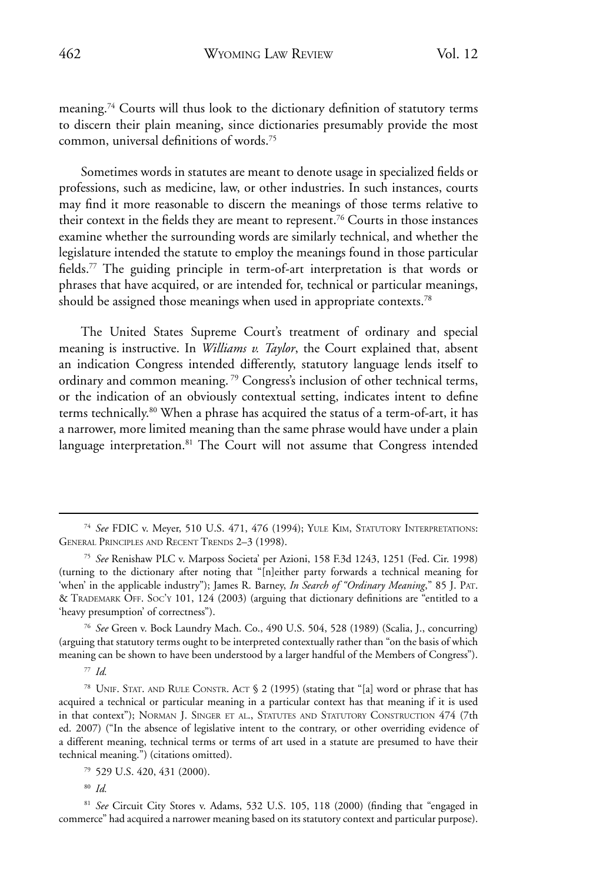meaning.[74] Courts will thus look to the dictionary definition of statutory terms to discern their plain meaning, since dictionaries presumably provide the most common, universal definitions of words.[75]

Sometimes words in statutes are meant to denote usage in specialized fields or professions, such as medicine, law, or other industries. In such instances, courts may find it more reasonable to discern the meanings of those terms relative to their context in the fields they are meant to represent.[76] Courts in those instances examine whether the surrounding words are similarly technical, and whether the legislature intended the statute to employ the meanings found in those particular fields.[77] The guiding principle in term-of-art interpretation is that words or phrases that have acquired, or are intended for, technical or particular meanings, should be assigned those meanings when used in appropriate contexts.[78]

The United States Supreme Court's treatment of ordinary and special meaning is instructive. In *Williams v. Taylor*, the Court explained that, absent an indication Congress intended differently, statutory language lends itself to ordinary and common meaning.[79] Congress's inclusion of other technical terms, or the indication of an obviously contextual setting, indicates intent to define terms technically.[80] When a phrase has acquired the status of a term-of-art, it has a narrower, more limited meaning than the same phrase would have under a plain language interpretation.[81] The Court will not assume that Congress intended

---

[74] *See* FDIC v. Meyer, 510 U.S. 471, 476 (1994); YULE KIM, STATUTORY INTERPRETATIONS: GENERAL PRINCIPLES AND RECENT TRENDS 2–3 (1998).

[75] *See* Renishaw PLC v. Marposs Societa' per Azioni, 158 F.3d 1243, 1251 (Fed. Cir. 1998) (turning to the dictionary after noting that "[n]either party forwards a technical meaning for 'when' in the applicable industry"); James R. Barney, *In Search of "Ordinary Meaning*," 85 J. PAT. & TRADEMARK OFF. SOC'Y 101, 124 (2003) (arguing that dictionary definitions are "entitled to a 'heavy presumption' of correctness").

[76] *See* Green v. Bock Laundry Mach. Co., 490 U.S. 504, 528 (1989) (Scalia, J., concurring) (arguing that statutory terms ought to be interpreted contextually rather than "on the basis of which meaning can be shown to have been understood by a larger handful of the Members of Congress").

[77] *Id.*

[78] UNIF. STAT. AND RULE CONSTR. ACT § 2 (1995) (stating that "[a] word or phrase that has acquired a technical or particular meaning in a particular context has that meaning if it is used in that context"); NORMAN J. SINGER ET AL., STATUTES AND STATUTORY CONSTRUCTION 474 (7th ed. 2007) ("In the absence of legislative intent to the contrary, or other overriding evidence of a different meaning, technical terms or terms of art used in a statute are presumed to have their technical meaning.") (citations omitted).

[79] 529 U.S. 420, 431 (2000).

[80] *Id.*

[81] *See* Circuit City Stores v. Adams, 532 U.S. 105, 118 (2000) (finding that "engaged in commerce" had acquired a narrower meaning based on its statutory context and particular purpose).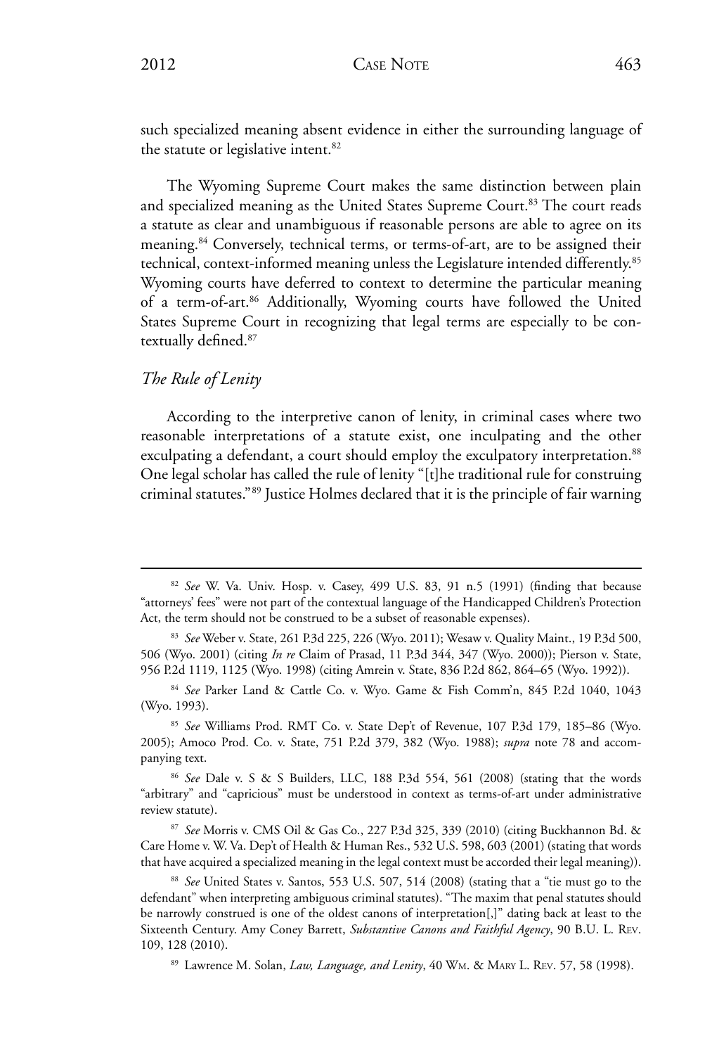such specialized meaning absent evidence in either the surrounding language of the statute or legislative intent.[82]

The Wyoming Supreme Court makes the same distinction between plain and specialized meaning as the United States Supreme Court.[83] The court reads a statute as clear and unambiguous if reasonable persons are able to agree on its meaning.[84] Conversely, technical terms, or terms-of-art, are to be assigned their technical, context-informed meaning unless the Legislature intended differently.[85] Wyoming courts have deferred to context to determine the particular meaning of a term-of-art.[86] Additionally, Wyoming courts have followed the United States Supreme Court in recognizing that legal terms are especially to be contextually defined.[87]

### *The Rule of Lenity*

According to the interpretive canon of lenity, in criminal cases where two reasonable interpretations of a statute exist, one inculpating and the other exculpating a defendant, a court should employ the exculpatory interpretation.[88] One legal scholar has called the rule of lenity "[t]he traditional rule for construing criminal statutes."[89] Justice Holmes declared that it is the principle of fair warning

---

[82] *See* W. Va. Univ. Hosp. v. Casey, 499 U.S. 83, 91 n.5 (1991) (finding that because "attorneys' fees" were not part of the contextual language of the Handicapped Children's Protection Act, the term should not be construed to be a subset of reasonable expenses).

[83] *See* Weber v. State, 261 P.3d 225, 226 (Wyo. 2011); Wesaw v. Quality Maint., 19 P.3d 500, 506 (Wyo. 2001) (citing *In re* Claim of Prasad, 11 P.3d 344, 347 (Wyo. 2000)); Pierson v. State, 956 P.2d 1119, 1125 (Wyo. 1998) (citing Amrein v. State, 836 P.2d 862, 864–65 (Wyo. 1992)).

[84] *See* Parker Land & Cattle Co. v. Wyo. Game & Fish Comm'n, 845 P.2d 1040, 1043 (Wyo. 1993).

[85] *See* Williams Prod. RMT Co. v. State Dep't of Revenue, 107 P.3d 179, 185–86 (Wyo. 2005); Amoco Prod. Co. v. State, 751 P.2d 379, 382 (Wyo. 1988); *supra* note 78 and accompanying text.

[86] *See* Dale v. S & S Builders, LLC, 188 P.3d 554, 561 (2008) (stating that the words "arbitrary" and "capricious" must be understood in context as terms-of-art under administrative review statute).

[87] *See* Morris v. CMS Oil & Gas Co., 227 P.3d 325, 339 (2010) (citing Buckhannon Bd. & Care Home v. W. Va. Dep't of Health & Human Res., 532 U.S. 598, 603 (2001) (stating that words that have acquired a specialized meaning in the legal context must be accorded their legal meaning)).

[88] *See* United States v. Santos, 553 U.S. 507, 514 (2008) (stating that a "tie must go to the defendant" when interpreting ambiguous criminal statutes). "The maxim that penal statutes should be narrowly construed is one of the oldest canons of interpretation[,]" dating back at least to the Sixteenth Century. Amy Coney Barrett, *Substantive Canons and Faithful Agency*, 90 B.U. L. Rev. 109, 128 (2010).

[89] Lawrence M. Solan, *Law, Language, and Lenity*, 40 Wm. & Mary L. Rev. 57, 58 (1998).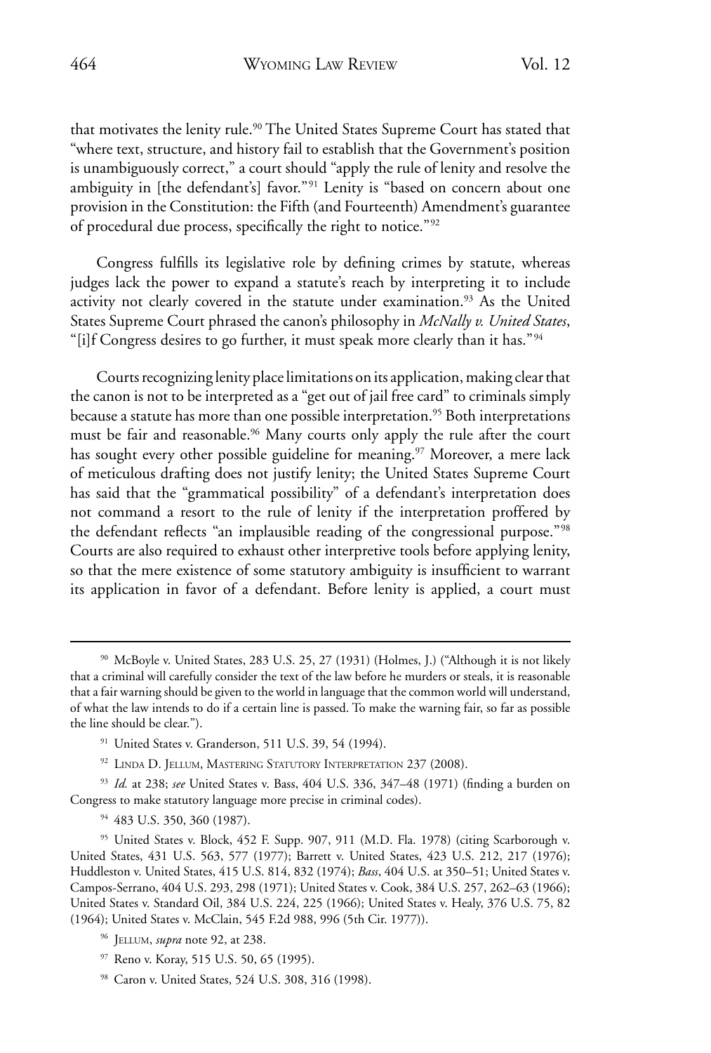that motivates the lenity rule.[90] The United States Supreme Court has stated that "where text, structure, and history fail to establish that the Government's position is unambiguously correct," a court should "apply the rule of lenity and resolve the ambiguity in [the defendant's] favor."[91] Lenity is "based on concern about one provision in the Constitution: the Fifth (and Fourteenth) Amendment's guarantee of procedural due process, specifically the right to notice."[92]

Congress fulfills its legislative role by defining crimes by statute, whereas judges lack the power to expand a statute's reach by interpreting it to include activity not clearly covered in the statute under examination.[93] As the United States Supreme Court phrased the canon's philosophy in *McNally v. United States*, "[i]f Congress desires to go further, it must speak more clearly than it has."[94]

Courts recognizing lenity place limitations on its application, making clear that the canon is not to be interpreted as a "get out of jail free card" to criminals simply because a statute has more than one possible interpretation.[95] Both interpretations must be fair and reasonable.[96] Many courts only apply the rule after the court has sought every other possible guideline for meaning.[97] Moreover, a mere lack of meticulous drafting does not justify lenity; the United States Supreme Court has said that the "grammatical possibility" of a defendant's interpretation does not command a resort to the rule of lenity if the interpretation proffered by the defendant reflects "an implausible reading of the congressional purpose."[98] Courts are also required to exhaust other interpretive tools before applying lenity, so that the mere existence of some statutory ambiguity is insufficient to warrant its application in favor of a defendant. Before lenity is applied, a court must

---

[90] McBoyle v. United States, 283 U.S. 25, 27 (1931) (Holmes, J.) ("Although it is not likely that a criminal will carefully consider the text of the law before he murders or steals, it is reasonable that a fair warning should be given to the world in language that the common world will understand, of what the law intends to do if a certain line is passed. To make the warning fair, so far as possible the line should be clear.").

[91] United States v. Granderson, 511 U.S. 39, 54 (1994).

[92] Linda D. Jellum, Mastering Statutory Interpretation 237 (2008).

[93] *Id.* at 238; *see* United States v. Bass, 404 U.S. 336, 347–48 (1971) (finding a burden on Congress to make statutory language more precise in criminal codes).

[94] 483 U.S. 350, 360 (1987).

[95] United States v. Block, 452 F. Supp. 907, 911 (M.D. Fla. 1978) (citing Scarborough v. United States, 431 U.S. 563, 577 (1977); Barrett v. United States, 423 U.S. 212, 217 (1976); Huddleston v. United States, 415 U.S. 814, 832 (1974); *Bass*, 404 U.S. at 350–51; United States v. Campos-Serrano, 404 U.S. 293, 298 (1971); United States v. Cook, 384 U.S. 257, 262–63 (1966); United States v. Standard Oil, 384 U.S. 224, 225 (1966); United States v. Healy, 376 U.S. 75, 82 (1964); United States v. McClain, 545 F.2d 988, 996 (5th Cir. 1977)).

[96] Jellum, *supra* note 92, at 238.

[97] Reno v. Koray, 515 U.S. 50, 65 (1995).

[98] Caron v. United States, 524 U.S. 308, 316 (1998).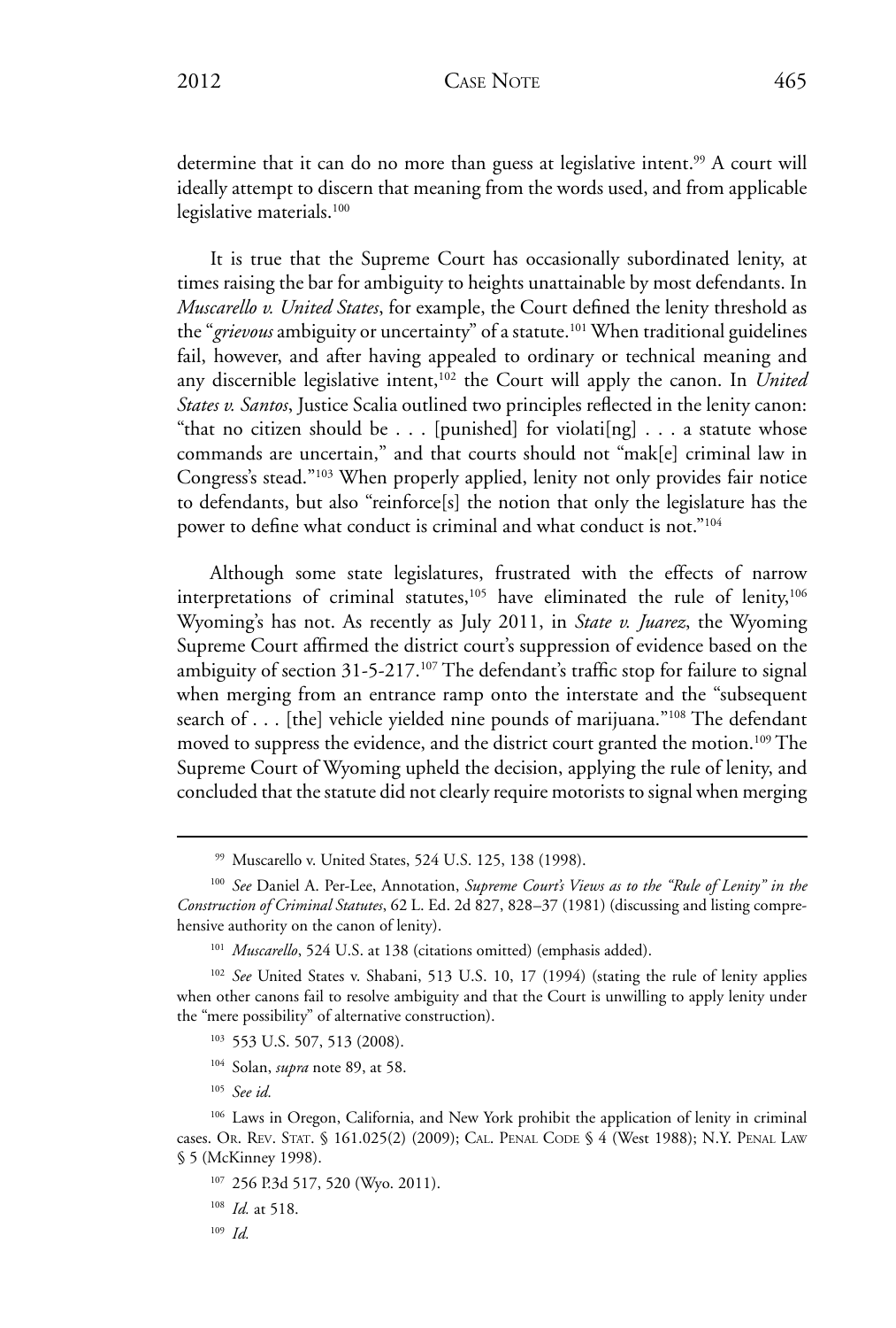determine that it can do no more than guess at legislative intent.[99] A court will ideally attempt to discern that meaning from the words used, and from applicable legislative materials.[100]

It is true that the Supreme Court has occasionally subordinated lenity, at times raising the bar for ambiguity to heights unattainable by most defendants. In *Muscarello v. United States*, for example, the Court defined the lenity threshold as the "*grievous* ambiguity or uncertainty" of a statute.[101] When traditional guidelines fail, however, and after having appealed to ordinary or technical meaning and any discernible legislative intent,[102] the Court will apply the canon. In *United States v. Santos*, Justice Scalia outlined two principles reflected in the lenity canon: "that no citizen should be . . . [punished] for violati[ng] . . . a statute whose commands are uncertain," and that courts should not "mak[e] criminal law in Congress's stead."[103] When properly applied, lenity not only provides fair notice to defendants, but also "reinforce[s] the notion that only the legislature has the power to define what conduct is criminal and what conduct is not."[104]

Although some state legislatures, frustrated with the effects of narrow interpretations of criminal statutes,[105] have eliminated the rule of lenity,[106] Wyoming's has not. As recently as July 2011, in *State v. Juarez*, the Wyoming Supreme Court affirmed the district court's suppression of evidence based on the ambiguity of section 31-5-217.[107] The defendant's traffic stop for failure to signal when merging from an entrance ramp onto the interstate and the "subsequent search of . . . [the] vehicle yielded nine pounds of marijuana."[108] The defendant moved to suppress the evidence, and the district court granted the motion.[109] The Supreme Court of Wyoming upheld the decision, applying the rule of lenity, and concluded that the statute did not clearly require motorists to signal when merging

---

[99] Muscarello v. United States, 524 U.S. 125, 138 (1998).

[100] *See* Daniel A. Per-Lee, Annotation, *Supreme Court's Views as to the "Rule of Lenity" in the Construction of Criminal Statutes*, 62 L. Ed. 2d 827, 828–37 (1981) (discussing and listing comprehensive authority on the canon of lenity).

[101] *Muscarello*, 524 U.S. at 138 (citations omitted) (emphasis added).

[102] *See* United States v. Shabani, 513 U.S. 10, 17 (1994) (stating the rule of lenity applies when other canons fail to resolve ambiguity and that the Court is unwilling to apply lenity under the "mere possibility" of alternative construction).

[103] 553 U.S. 507, 513 (2008).

[104] Solan, *supra* note 89, at 58.

[105] *See id.*

[106] Laws in Oregon, California, and New York prohibit the application of lenity in criminal cases. Or. Rev. Stat. § 161.025(2) (2009); Cal. Penal Code § 4 (West 1988); N.Y. Penal Law § 5 (McKinney 1998).

[107] 256 P.3d 517, 520 (Wyo. 2011).

[108] *Id.* at 518.

[109] *Id.*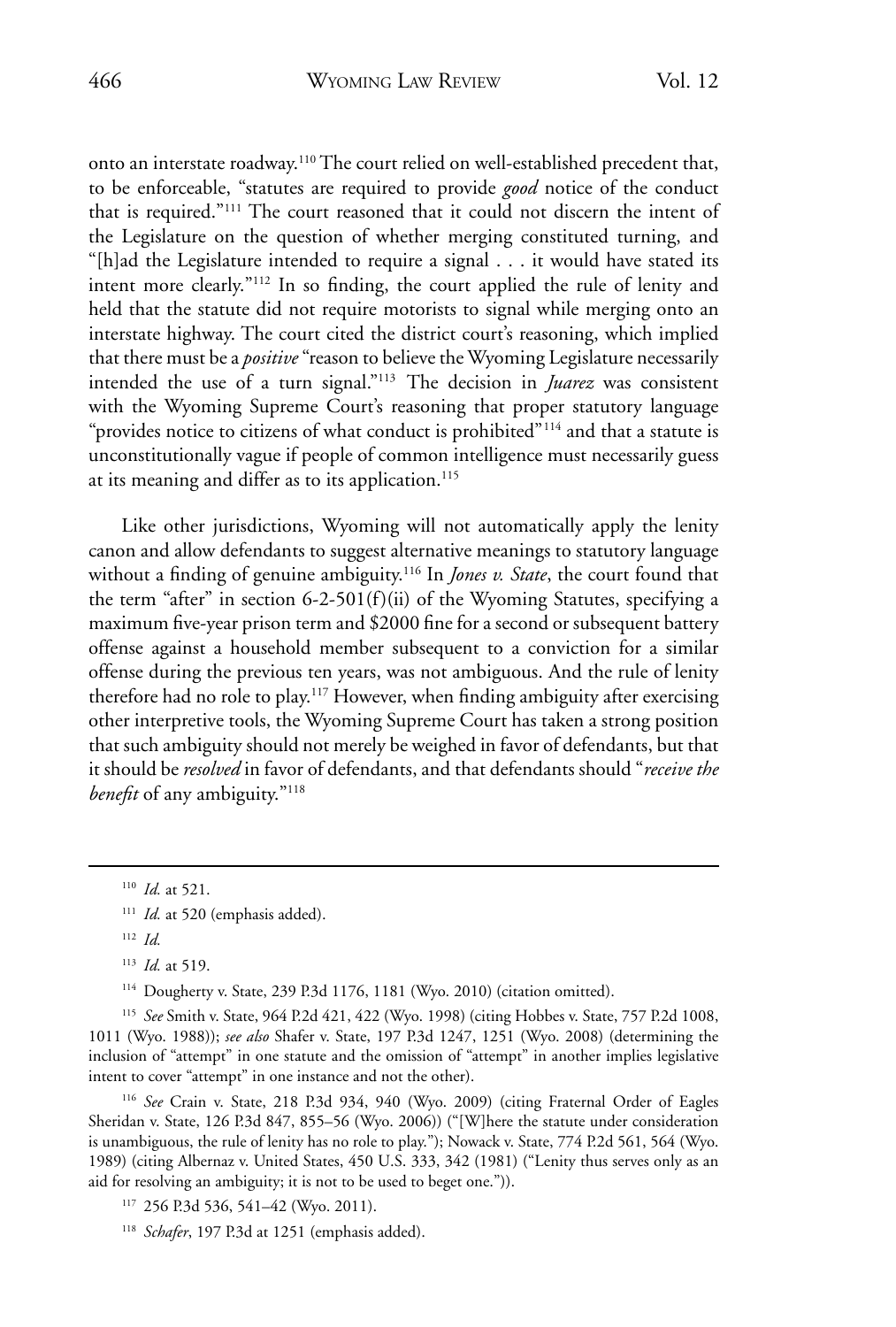onto an interstate roadway.[110] The court relied on well-established precedent that, to be enforceable, "statutes are required to provide *good* notice of the conduct that is required."[111] The court reasoned that it could not discern the intent of the Legislature on the question of whether merging constituted turning, and "[h]ad the Legislature intended to require a signal . . . it would have stated its intent more clearly."[112] In so finding, the court applied the rule of lenity and held that the statute did not require motorists to signal while merging onto an interstate highway. The court cited the district court's reasoning, which implied that there must be a *positive* "reason to believe the Wyoming Legislature necessarily intended the use of a turn signal."[113] The decision in *Juarez* was consistent with the Wyoming Supreme Court's reasoning that proper statutory language "provides notice to citizens of what conduct is prohibited"[114] and that a statute is unconstitutionally vague if people of common intelligence must necessarily guess at its meaning and differ as to its application.[115]

Like other jurisdictions, Wyoming will not automatically apply the lenity canon and allow defendants to suggest alternative meanings to statutory language without a finding of genuine ambiguity.[116] In *Jones v. State*, the court found that the term "after" in section 6-2-501(f)(ii) of the Wyoming Statutes, specifying a maximum five-year prison term and $2000 fine for a second or subsequent battery offense against a household member subsequent to a conviction for a similar offense during the previous ten years, was not ambiguous. And the rule of lenity therefore had no role to play.[117] However, when finding ambiguity after exercising other interpretive tools, the Wyoming Supreme Court has taken a strong position that such ambiguity should not merely be weighed in favor of defendants, but that it should be *resolved* in favor of defendants, and that defendants should "*receive the benefit* of any ambiguity."[118]

---

[110] *Id.* at 521.

[111] *Id.* at 520 (emphasis added).

[112] *Id.*

[113] *Id.* at 519.

[114] Dougherty v. State, 239 P.3d 1176, 1181 (Wyo. 2010) (citation omitted).

[115] *See* Smith v. State, 964 P.2d 421, 422 (Wyo. 1998) (citing Hobbes v. State, 757 P.2d 1008, 1011 (Wyo. 1988)); *see also* Shafer v. State, 197 P.3d 1247, 1251 (Wyo. 2008) (determining the inclusion of "attempt" in one statute and the omission of "attempt" in another implies legislative intent to cover "attempt" in one instance and not the other).

[116] *See* Crain v. State, 218 P.3d 934, 940 (Wyo. 2009) (citing Fraternal Order of Eagles Sheridan v. State, 126 P.3d 847, 855–56 (Wyo. 2006)) ("[W]here the statute under consideration is unambiguous, the rule of lenity has no role to play."); Nowack v. State, 774 P.2d 561, 564 (Wyo. 1989) (citing Albernaz v. United States, 450 U.S. 333, 342 (1981) ("Lenity thus serves only as an aid for resolving an ambiguity; it is not to be used to beget one.")).

[117] 256 P.3d 536, 541–42 (Wyo. 2011).

[118] *Schafer*, 197 P.3d at 1251 (emphasis added).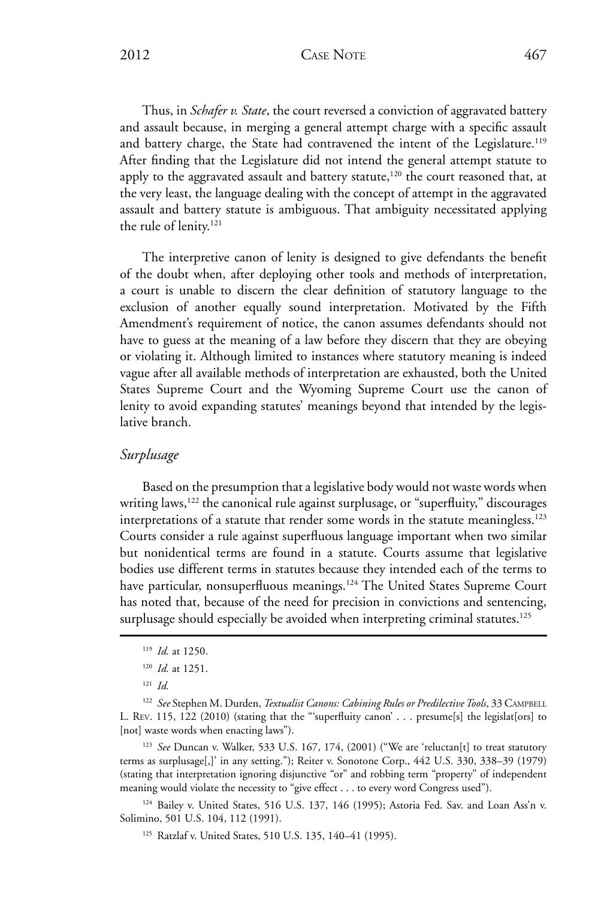Thus, in *Schafer v. State*, the court reversed a conviction of aggravated battery and assault because, in merging a general attempt charge with a specific assault and battery charge, the State had contravened the intent of the Legislature.[119] After finding that the Legislature did not intend the general attempt statute to apply to the aggravated assault and battery statute,[120] the court reasoned that, at the very least, the language dealing with the concept of attempt in the aggravated assault and battery statute is ambiguous. That ambiguity necessitated applying the rule of lenity.[121]

The interpretive canon of lenity is designed to give defendants the benefit of the doubt when, after deploying other tools and methods of interpretation, a court is unable to discern the clear definition of statutory language to the exclusion of another equally sound interpretation. Motivated by the Fifth Amendment's requirement of notice, the canon assumes defendants should not have to guess at the meaning of a law before they discern that they are obeying or violating it. Although limited to instances where statutory meaning is indeed vague after all available methods of interpretation are exhausted, both the United States Supreme Court and the Wyoming Supreme Court use the canon of lenity to avoid expanding statutes' meanings beyond that intended by the legislative branch.

### *Surplusage*

Based on the presumption that a legislative body would not waste words when writing laws,[122] the canonical rule against surplusage, or "superfluity," discourages interpretations of a statute that render some words in the statute meaningless.[123] Courts consider a rule against superfluous language important when two similar but nonidentical terms are found in a statute. Courts assume that legislative bodies use different terms in statutes because they intended each of the terms to have particular, nonsuperfluous meanings.[124] The United States Supreme Court has noted that, because of the need for precision in convictions and sentencing, surplusage should especially be avoided when interpreting criminal statutes.[125]

---

[119] *Id.* at 1250.

[120] *Id.* at 1251.

[121] *Id.*

[122] *See* Stephen M. Durden, *Textualist Canons: Cabining Rules or Predilective Tools*, 33 Campbell L. Rev. 115, 122 (2010) (stating that the "'superfluity canon' . . . presume[s] the legislat[ors] to [not] waste words when enacting laws").

[123] *See* Duncan v. Walker, 533 U.S. 167, 174, (2001) ("We are 'reluctan[t] to treat statutory terms as surplusage[,]' in any setting."); Reiter v. Sonotone Corp., 442 U.S. 330, 338–39 (1979) (stating that interpretation ignoring disjunctive "or" and robbing term "property" of independent meaning would violate the necessity to "give effect . . . to every word Congress used").

[124] Bailey v. United States, 516 U.S. 137, 146 (1995); Astoria Fed. Sav. and Loan Ass'n v. Solimino, 501 U.S. 104, 112 (1991).

[125] Ratzlaf v. United States, 510 U.S. 135, 140–41 (1995).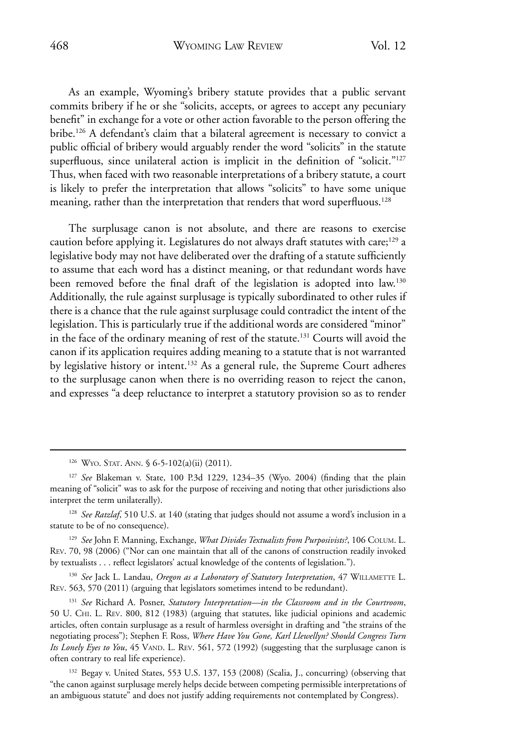As an example, Wyoming's bribery statute provides that a public servant commits bribery if he or she "solicits, accepts, or agrees to accept any pecuniary benefit" in exchange for a vote or other action favorable to the person offering the bribe.[126] A defendant's claim that a bilateral agreement is necessary to convict a public official of bribery would arguably render the word "solicits" in the statute superfluous, since unilateral action is implicit in the definition of "solicit."[127] Thus, when faced with two reasonable interpretations of a bribery statute, a court is likely to prefer the interpretation that allows "solicits" to have some unique meaning, rather than the interpretation that renders that word superfluous.[128]

The surplusage canon is not absolute, and there are reasons to exercise caution before applying it. Legislatures do not always draft statutes with care;[129] a legislative body may not have deliberated over the drafting of a statute sufficiently to assume that each word has a distinct meaning, or that redundant words have been removed before the final draft of the legislation is adopted into law.[130] Additionally, the rule against surplusage is typically subordinated to other rules if there is a chance that the rule against surplusage could contradict the intent of the legislation. This is particularly true if the additional words are considered "minor" in the face of the ordinary meaning of rest of the statute.[131] Courts will avoid the canon if its application requires adding meaning to a statute that is not warranted by legislative history or intent.[132] As a general rule, the Supreme Court adheres to the surplusage canon when there is no overriding reason to reject the canon, and expresses "a deep reluctance to interpret a statutory provision so as to render

---

[126] WYO. STAT. ANN. § 6-5-102(a)(ii) (2011).

[127] *See* Blakeman v. State, 100 P.3d 1229, 1234–35 (Wyo. 2004) (finding that the plain meaning of "solicit" was to ask for the purpose of receiving and noting that other jurisdictions also interpret the term unilaterally).

[128] *See Ratzlaf*, 510 U.S. at 140 (stating that judges should not assume a word's inclusion in a statute to be of no consequence).

[129] *See* John F. Manning, Exchange, *What Divides Textualists from Purposivists?*, 106 COLUM. L. REV. 70, 98 (2006) ("Nor can one maintain that all of the canons of construction readily invoked by textualists . . . reflect legislators' actual knowledge of the contents of legislation.").

[130] *See* Jack L. Landau, *Oregon as a Laboratory of Statutory Interpretation*, 47 WILLAMETTE L. REV. 563, 570 (2011) (arguing that legislators sometimes intend to be redundant).

[131] *See* Richard A. Posner, *Statutory Interpretation—in the Classroom and in the Courtroom*, 50 U. CHI. L. REV. 800, 812 (1983) (arguing that statutes, like judicial opinions and academic articles, often contain surplusage as a result of harmless oversight in drafting and "the strains of the negotiating process"); Stephen F. Ross, *Where Have You Gone, Karl Llewellyn? Should Congress Turn Its Lonely Eyes to You*, 45 VAND. L. REV. 561, 572 (1992) (suggesting that the surplusage canon is often contrary to real life experience).

[132] Begay v. United States, 553 U.S. 137, 153 (2008) (Scalia, J., concurring) (observing that "the canon against surplusage merely helps decide between competing permissible interpretations of an ambiguous statute" and does not justify adding requirements not contemplated by Congress).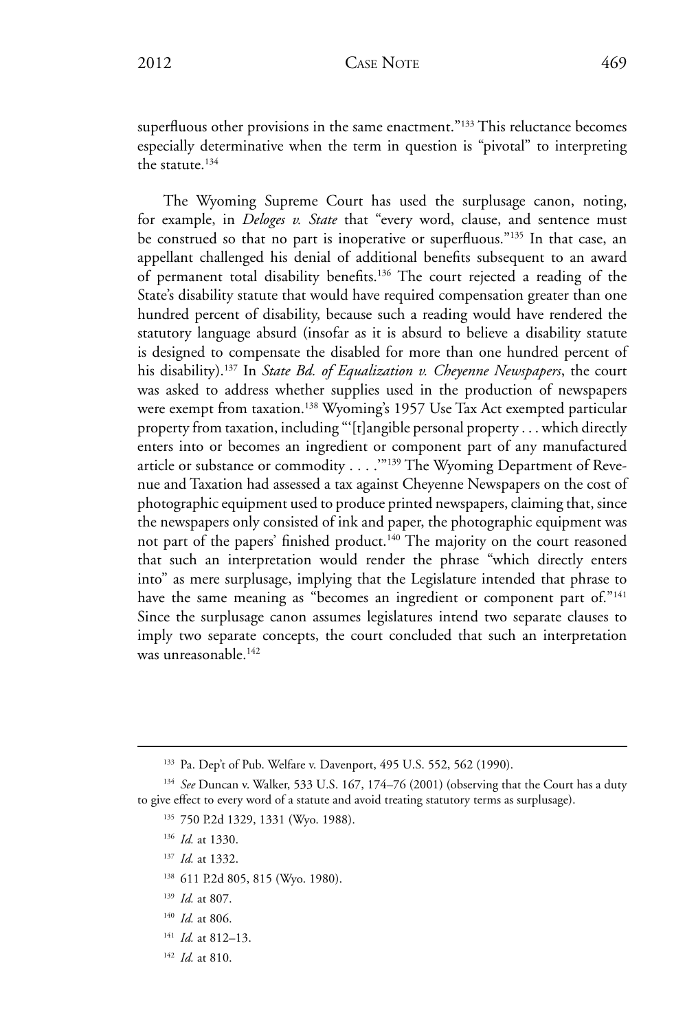superfluous other provisions in the same enactment."[133] This reluctance becomes especially determinative when the term in question is "pivotal" to interpreting the statute.[134]

The Wyoming Supreme Court has used the surplusage canon, noting, for example, in *Deloges v. State* that "every word, clause, and sentence must be construed so that no part is inoperative or superfluous."[135] In that case, an appellant challenged his denial of additional benefits subsequent to an award of permanent total disability benefits.[136] The court rejected a reading of the State's disability statute that would have required compensation greater than one hundred percent of disability, because such a reading would have rendered the statutory language absurd (insofar as it is absurd to believe a disability statute is designed to compensate the disabled for more than one hundred percent of his disability).[137] In *State Bd. of Equalization v. Cheyenne Newspapers*, the court was asked to address whether supplies used in the production of newspapers were exempt from taxation.[138] Wyoming's 1957 Use Tax Act exempted particular property from taxation, including "'[t]angible personal property . . . which directly enters into or becomes an ingredient or component part of any manufactured article or substance or commodity . . . .'"[139] The Wyoming Department of Revenue and Taxation had assessed a tax against Cheyenne Newspapers on the cost of photographic equipment used to produce printed newspapers, claiming that, since the newspapers only consisted of ink and paper, the photographic equipment was not part of the papers' finished product.[140] The majority on the court reasoned that such an interpretation would render the phrase "which directly enters into" as mere surplusage, implying that the Legislature intended that phrase to have the same meaning as "becomes an ingredient or component part of."[141] Since the surplusage canon assumes legislatures intend two separate clauses to imply two separate concepts, the court concluded that such an interpretation was unreasonable.[142]

---

[133] Pa. Dep't of Pub. Welfare v. Davenport, 495 U.S. 552, 562 (1990).

[134] *See* Duncan v. Walker, 533 U.S. 167, 174–76 (2001) (observing that the Court has a duty to give effect to every word of a statute and avoid treating statutory terms as surplusage).

[135] 750 P.2d 1329, 1331 (Wyo. 1988).

[136] *Id.* at 1330.

[137] *Id.* at 1332.

[138] 611 P.2d 805, 815 (Wyo. 1980).

[139] *Id.* at 807.

[140] *Id.* at 806.

[141] *Id.* at 812–13.

[142] *Id.* at 810.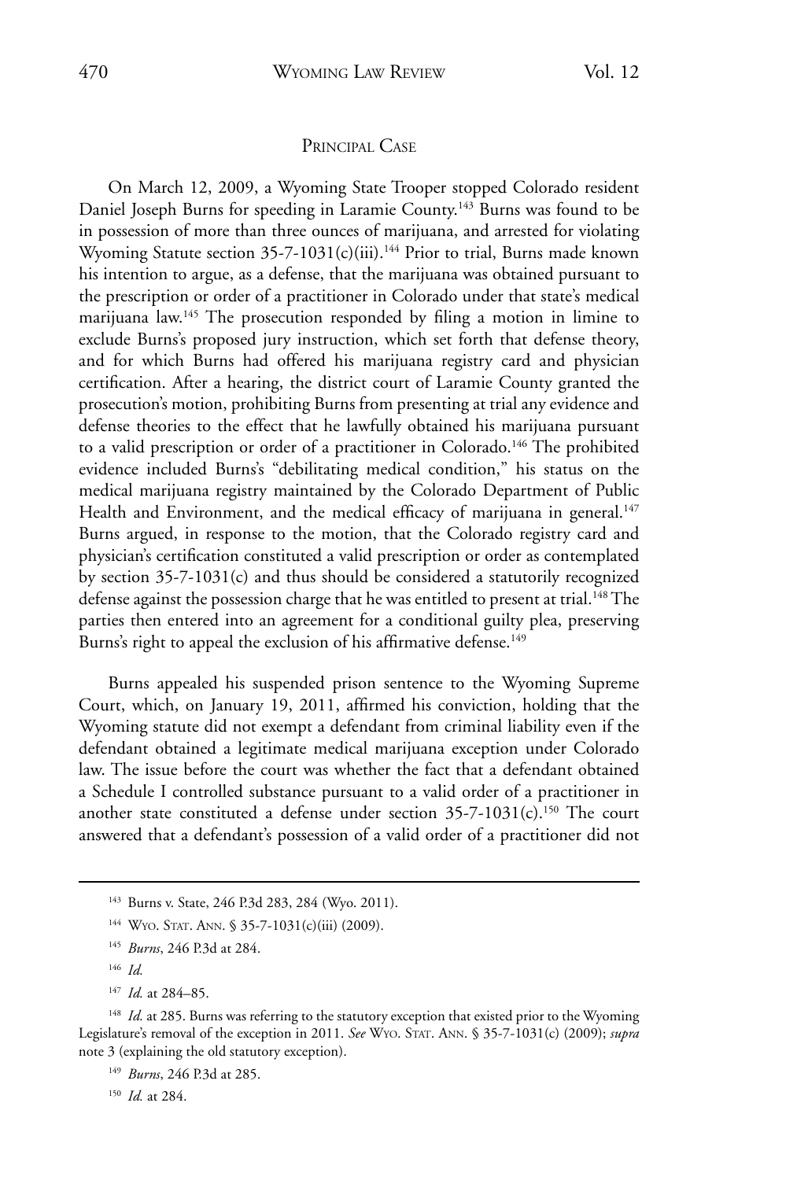## Principal Case

On March 12, 2009, a Wyoming State Trooper stopped Colorado resident Daniel Joseph Burns for speeding in Laramie County.[143] Burns was found to be in possession of more than three ounces of marijuana, and arrested for violating Wyoming Statute section 35-7-1031(c)(iii).[144] Prior to trial, Burns made known his intention to argue, as a defense, that the marijuana was obtained pursuant to the prescription or order of a practitioner in Colorado under that state's medical marijuana law.[145] The prosecution responded by filing a motion in limine to exclude Burns's proposed jury instruction, which set forth that defense theory, and for which Burns had offered his marijuana registry card and physician certification. After a hearing, the district court of Laramie County granted the prosecution's motion, prohibiting Burns from presenting at trial any evidence and defense theories to the effect that he lawfully obtained his marijuana pursuant to a valid prescription or order of a practitioner in Colorado.[146] The prohibited evidence included Burns's "debilitating medical condition," his status on the medical marijuana registry maintained by the Colorado Department of Public Health and Environment, and the medical efficacy of marijuana in general.[147] Burns argued, in response to the motion, that the Colorado registry card and physician's certification constituted a valid prescription or order as contemplated by section 35-7-1031(c) and thus should be considered a statutorily recognized defense against the possession charge that he was entitled to present at trial.[148] The parties then entered into an agreement for a conditional guilty plea, preserving Burns's right to appeal the exclusion of his affirmative defense.[149]

Burns appealed his suspended prison sentence to the Wyoming Supreme Court, which, on January 19, 2011, affirmed his conviction, holding that the Wyoming statute did not exempt a defendant from criminal liability even if the defendant obtained a legitimate medical marijuana exception under Colorado law. The issue before the court was whether the fact that a defendant obtained a Schedule I controlled substance pursuant to a valid order of a practitioner in another state constituted a defense under section 35-7-1031(c).[150] The court answered that a defendant's possession of a valid order of a practitioner did not

---

[143] Burns v. State, 246 P.3d 283, 284 (Wyo. 2011).

[144] Wyo. Stat. Ann. § 35-7-1031(c)(iii) (2009).

[145] *Burns*, 246 P.3d at 284.

[146] *Id.*

[147] *Id.* at 284–85.

[148] *Id.* at 285. Burns was referring to the statutory exception that existed prior to the Wyoming Legislature's removal of the exception in 2011. *See* Wyo. Stat. Ann. § 35-7-1031(c) (2009); *supra* note 3 (explaining the old statutory exception).

[149] *Burns*, 246 P.3d at 285.

[150] *Id.* at 284.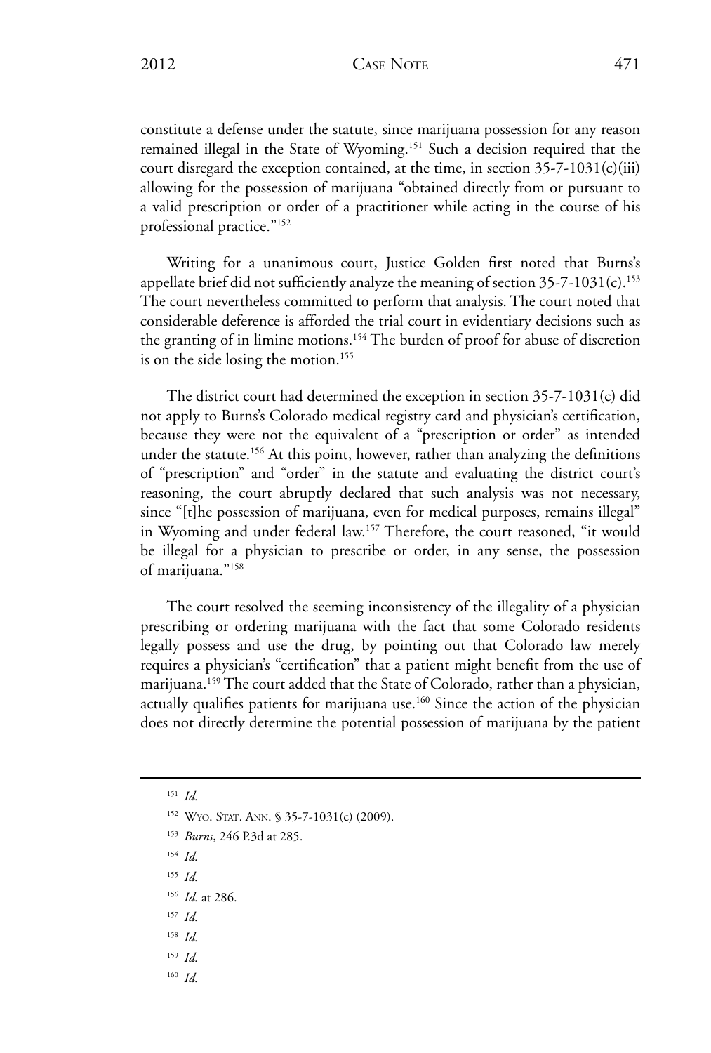constitute a defense under the statute, since marijuana possession for any reason remained illegal in the State of Wyoming.[151] Such a decision required that the court disregard the exception contained, at the time, in section 35-7-1031(c)(iii) allowing for the possession of marijuana "obtained directly from or pursuant to a valid prescription or order of a practitioner while acting in the course of his professional practice."[152]

Writing for a unanimous court, Justice Golden first noted that Burns's appellate brief did not sufficiently analyze the meaning of section 35-7-1031(c).[153] The court nevertheless committed to perform that analysis. The court noted that considerable deference is afforded the trial court in evidentiary decisions such as the granting of in limine motions.[154] The burden of proof for abuse of discretion is on the side losing the motion.[155]

The district court had determined the exception in section 35-7-1031(c) did not apply to Burns's Colorado medical registry card and physician's certification, because they were not the equivalent of a "prescription or order" as intended under the statute.[156] At this point, however, rather than analyzing the definitions of "prescription" and "order" in the statute and evaluating the district court's reasoning, the court abruptly declared that such analysis was not necessary, since "[t]he possession of marijuana, even for medical purposes, remains illegal" in Wyoming and under federal law.[157] Therefore, the court reasoned, "it would be illegal for a physician to prescribe or order, in any sense, the possession of marijuana."[158]

The court resolved the seeming inconsistency of the illegality of a physician prescribing or ordering marijuana with the fact that some Colorado residents legally possess and use the drug, by pointing out that Colorado law merely requires a physician's "certification" that a patient might benefit from the use of marijuana.[159] The court added that the State of Colorado, rather than a physician, actually qualifies patients for marijuana use.[160] Since the action of the physician does not directly determine the potential possession of marijuana by the patient

---

[151] *Id.*

[152] Wyo. Stat. Ann. § 35-7-1031(c) (2009).

[153] *Burns*, 246 P.3d at 285.

[154] *Id.*

[155] *Id.*

[156] *Id.* at 286.

[157] *Id.*

[158] *Id.*

[159] *Id.*

[160] *Id.*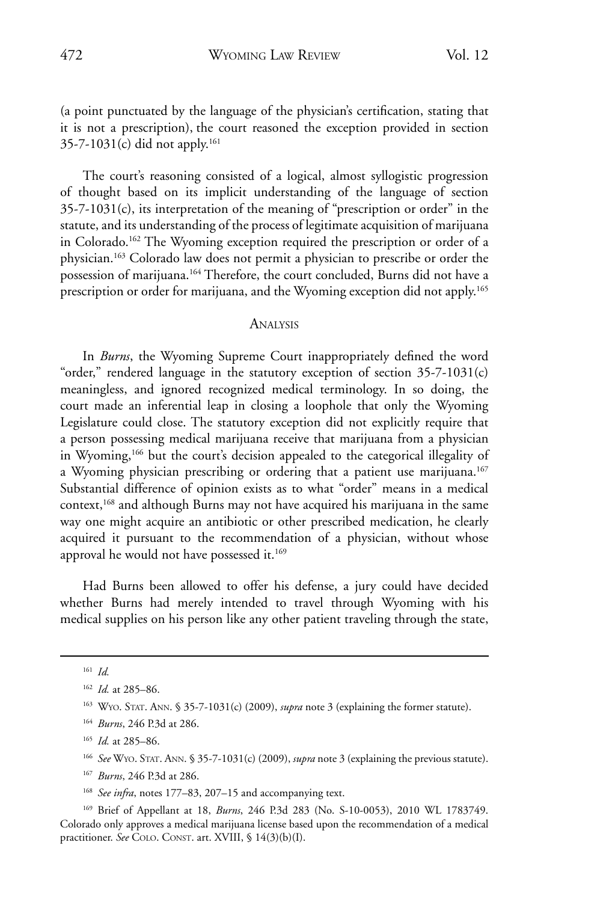(a point punctuated by the language of the physician's certification, stating that it is not a prescription), the court reasoned the exception provided in section 35-7-1031(c) did not apply.[161]

The court's reasoning consisted of a logical, almost syllogistic progression of thought based on its implicit understanding of the language of section 35-7-1031(c), its interpretation of the meaning of "prescription or order" in the statute, and its understanding of the process of legitimate acquisition of marijuana in Colorado.[162] The Wyoming exception required the prescription or order of a physician.[163] Colorado law does not permit a physician to prescribe or order the possession of marijuana.[164] Therefore, the court concluded, Burns did not have a prescription or order for marijuana, and the Wyoming exception did not apply.[165]

## Analysis

In *Burns*, the Wyoming Supreme Court inappropriately defined the word "order," rendered language in the statutory exception of section 35-7-1031(c) meaningless, and ignored recognized medical terminology. In so doing, the court made an inferential leap in closing a loophole that only the Wyoming Legislature could close. The statutory exception did not explicitly require that a person possessing medical marijuana receive that marijuana from a physician in Wyoming,[166] but the court's decision appealed to the categorical illegality of a Wyoming physician prescribing or ordering that a patient use marijuana.[167] Substantial difference of opinion exists as to what "order" means in a medical context,[168] and although Burns may not have acquired his marijuana in the same way one might acquire an antibiotic or other prescribed medication, he clearly acquired it pursuant to the recommendation of a physician, without whose approval he would not have possessed it.[169]

Had Burns been allowed to offer his defense, a jury could have decided whether Burns had merely intended to travel through Wyoming with his medical supplies on his person like any other patient traveling through the state,

---

[161] *Id.*

[162] *Id.* at 285–86.

[163] Wyo. Stat. Ann. § 35-7-1031(c) (2009), *supra* note 3 (explaining the former statute).

[164] *Burns*, 246 P.3d at 286.

[165] *Id.* at 285–86.

[166] *See* Wyo. Stat. Ann. § 35-7-1031(c) (2009), *supra* note 3 (explaining the previous statute).

[167] *Burns*, 246 P.3d at 286.

[168] *See infra*, notes 177–83, 207–15 and accompanying text.

[169] Brief of Appellant at 18, *Burns*, 246 P.3d 283 (No. S-10-0053), 2010 WL 1783749. Colorado only approves a medical marijuana license based upon the recommendation of a medical practitioner. *See* Colo. Const. art. XVIII, § 14(3)(b)(I).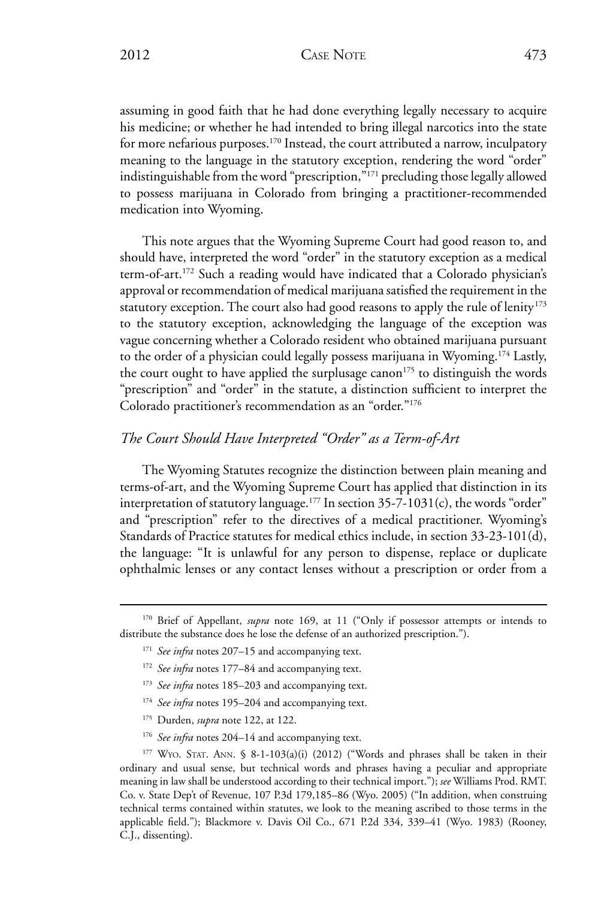assuming in good faith that he had done everything legally necessary to acquire his medicine; or whether he had intended to bring illegal narcotics into the state for more nefarious purposes.[170] Instead, the court attributed a narrow, inculpatory meaning to the language in the statutory exception, rendering the word "order" indistinguishable from the word "prescription,"[171] precluding those legally allowed to possess marijuana in Colorado from bringing a practitioner-recommended medication into Wyoming.

This note argues that the Wyoming Supreme Court had good reason to, and should have, interpreted the word "order" in the statutory exception as a medical term-of-art.[172] Such a reading would have indicated that a Colorado physician's approval or recommendation of medical marijuana satisfied the requirement in the statutory exception. The court also had good reasons to apply the rule of lenity[173] to the statutory exception, acknowledging the language of the exception was vague concerning whether a Colorado resident who obtained marijuana pursuant to the order of a physician could legally possess marijuana in Wyoming.[174] Lastly, the court ought to have applied the surplusage canon[175] to distinguish the words "prescription" and "order" in the statute, a distinction sufficient to interpret the Colorado practitioner's recommendation as an "order."[176]

### *The Court Should Have Interpreted "Order" as a Term-of-Art*

The Wyoming Statutes recognize the distinction between plain meaning and terms-of-art, and the Wyoming Supreme Court has applied that distinction in its interpretation of statutory language.[177] In section 35-7-1031(c), the words "order" and "prescription" refer to the directives of a medical practitioner. Wyoming's Standards of Practice statutes for medical ethics include, in section 33-23-101(d), the language: "It is unlawful for any person to dispense, replace or duplicate ophthalmic lenses or any contact lenses without a prescription or order from a

---

[170] Brief of Appellant, *supra* note 169, at 11 ("Only if possessor attempts or intends to distribute the substance does he lose the defense of an authorized prescription.").

[171] *See infra* notes 207–15 and accompanying text.

[172] *See infra* notes 177–84 and accompanying text.

[173] *See infra* notes 185–203 and accompanying text.

[174] *See infra* notes 195–204 and accompanying text.

[175] Durden, *supra* note 122, at 122.

[176] *See infra* notes 204–14 and accompanying text.

[177] WYO. STAT. ANN. § 8-1-103(a)(i) (2012) ("Words and phrases shall be taken in their ordinary and usual sense, but technical words and phrases having a peculiar and appropriate meaning in law shall be understood according to their technical import."); *see* Williams Prod. RMT. Co. v. State Dep't of Revenue, 107 P.3d 179,185–86 (Wyo. 2005) ("In addition, when construing technical terms contained within statutes, we look to the meaning ascribed to those terms in the applicable field."); Blackmore v. Davis Oil Co., 671 P.2d 334, 339–41 (Wyo. 1983) (Rooney, C.J., dissenting).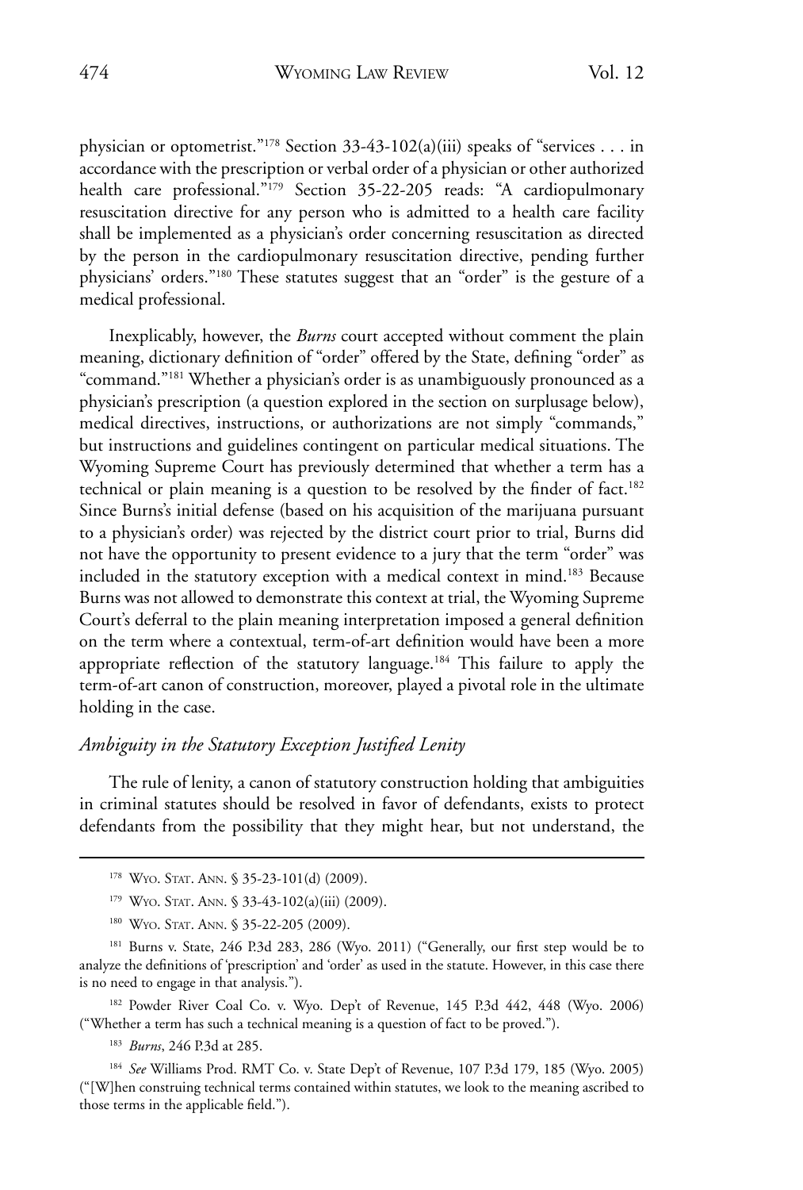physician or optometrist."[178] Section 33-43-102(a)(iii) speaks of "services . . . in accordance with the prescription or verbal order of a physician or other authorized health care professional."[179] Section 35-22-205 reads: "A cardiopulmonary resuscitation directive for any person who is admitted to a health care facility shall be implemented as a physician's order concerning resuscitation as directed by the person in the cardiopulmonary resuscitation directive, pending further physicians' orders."[180] These statutes suggest that an "order" is the gesture of a medical professional.

Inexplicably, however, the *Burns* court accepted without comment the plain meaning, dictionary definition of "order" offered by the State, defining "order" as "command."[181] Whether a physician's order is as unambiguously pronounced as a physician's prescription (a question explored in the section on surplusage below), medical directives, instructions, or authorizations are not simply "commands," but instructions and guidelines contingent on particular medical situations. The Wyoming Supreme Court has previously determined that whether a term has a technical or plain meaning is a question to be resolved by the finder of fact.[182] Since Burns's initial defense (based on his acquisition of the marijuana pursuant to a physician's order) was rejected by the district court prior to trial, Burns did not have the opportunity to present evidence to a jury that the term "order" was included in the statutory exception with a medical context in mind.[183] Because Burns was not allowed to demonstrate this context at trial, the Wyoming Supreme Court's deferral to the plain meaning interpretation imposed a general definition on the term where a contextual, term-of-art definition would have been a more appropriate reflection of the statutory language.[184] This failure to apply the term-of-art canon of construction, moreover, played a pivotal role in the ultimate holding in the case.

### *Ambiguity in the Statutory Exception Justified Lenity*

The rule of lenity, a canon of statutory construction holding that ambiguities in criminal statutes should be resolved in favor of defendants, exists to protect defendants from the possibility that they might hear, but not understand, the

---

[178] Wyo. Stat. Ann. § 35-23-101(d) (2009).

[179] Wyo. Stat. Ann. § 33-43-102(a)(iii) (2009).

[180] Wyo. Stat. Ann. § 35-22-205 (2009).

[181] Burns v. State, 246 P.3d 283, 286 (Wyo. 2011) ("Generally, our first step would be to analyze the definitions of 'prescription' and 'order' as used in the statute. However, in this case there is no need to engage in that analysis.").

[182] Powder River Coal Co. v. Wyo. Dep't of Revenue, 145 P.3d 442, 448 (Wyo. 2006) ("Whether a term has such a technical meaning is a question of fact to be proved.").

[183] *Burns*, 246 P.3d at 285.

[184] *See* Williams Prod. RMT Co. v. State Dep't of Revenue, 107 P.3d 179, 185 (Wyo. 2005) ("[W]hen construing technical terms contained within statutes, we look to the meaning ascribed to those terms in the applicable field.").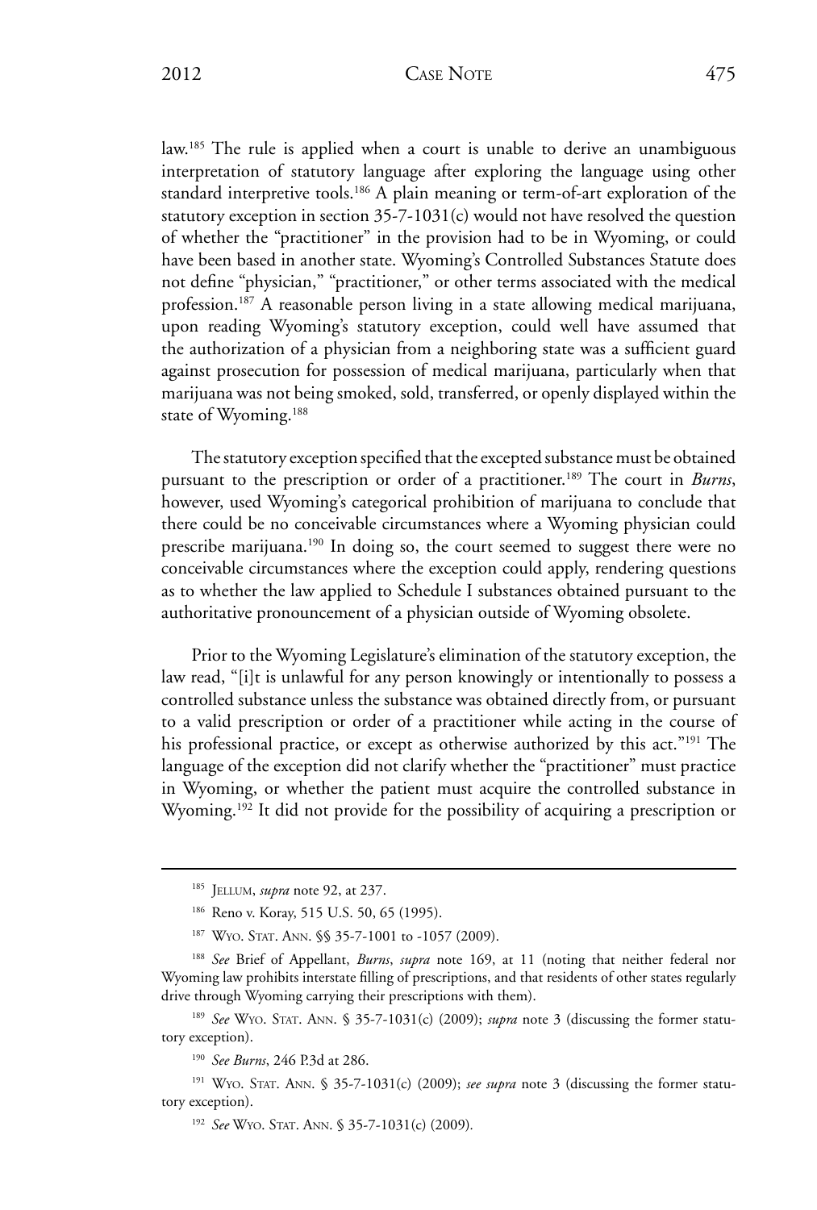law.[185] The rule is applied when a court is unable to derive an unambiguous interpretation of statutory language after exploring the language using other standard interpretive tools.[186] A plain meaning or term-of-art exploration of the statutory exception in section 35-7-1031(c) would not have resolved the question of whether the "practitioner" in the provision had to be in Wyoming, or could have been based in another state. Wyoming's Controlled Substances Statute does not define "physician," "practitioner," or other terms associated with the medical profession.[187] A reasonable person living in a state allowing medical marijuana, upon reading Wyoming's statutory exception, could well have assumed that the authorization of a physician from a neighboring state was a sufficient guard against prosecution for possession of medical marijuana, particularly when that marijuana was not being smoked, sold, transferred, or openly displayed within the state of Wyoming.[188]

The statutory exception specified that the excepted substance must be obtained pursuant to the prescription or order of a practitioner.[189] The court in *Burns*, however, used Wyoming's categorical prohibition of marijuana to conclude that there could be no conceivable circumstances where a Wyoming physician could prescribe marijuana.[190] In doing so, the court seemed to suggest there were no conceivable circumstances where the exception could apply, rendering questions as to whether the law applied to Schedule I substances obtained pursuant to the authoritative pronouncement of a physician outside of Wyoming obsolete.

Prior to the Wyoming Legislature's elimination of the statutory exception, the law read, "[i]t is unlawful for any person knowingly or intentionally to possess a controlled substance unless the substance was obtained directly from, or pursuant to a valid prescription or order of a practitioner while acting in the course of his professional practice, or except as otherwise authorized by this act."[191] The language of the exception did not clarify whether the "practitioner" must practice in Wyoming, or whether the patient must acquire the controlled substance in Wyoming.[192] It did not provide for the possibility of acquiring a prescription or

---

[185] JELLUM, *supra* note 92, at 237.

[186] Reno v. Koray, 515 U.S. 50, 65 (1995).

[187] WYO. STAT. ANN. §§ 35-7-1001 to -1057 (2009).

[188] *See* Brief of Appellant, *Burns*, *supra* note 169, at 11 (noting that neither federal nor Wyoming law prohibits interstate filling of prescriptions, and that residents of other states regularly drive through Wyoming carrying their prescriptions with them).

[189] *See* WYO. STAT. ANN. § 35-7-1031(c) (2009); *supra* note 3 (discussing the former statutory exception).

[190] *See Burns*, 246 P.3d at 286.

[191] WYO. STAT. ANN. § 35-7-1031(c) (2009); *see supra* note 3 (discussing the former statutory exception).

[192] *See* WYO. STAT. ANN. § 35-7-1031(c) (2009).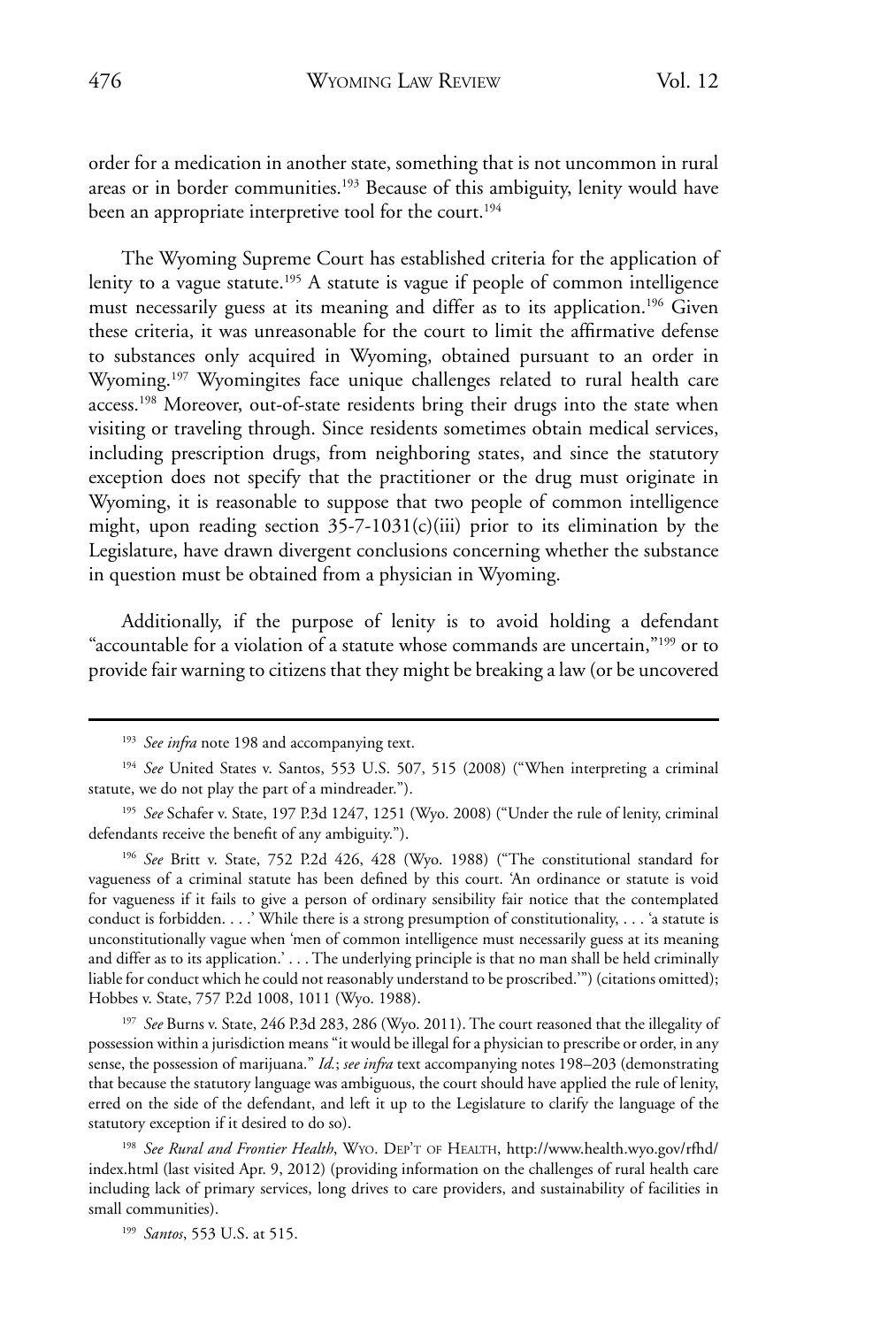order for a medication in another state, something that is not uncommon in rural areas or in border communities.[193] Because of this ambiguity, lenity would have been an appropriate interpretive tool for the court.[194]

The Wyoming Supreme Court has established criteria for the application of lenity to a vague statute.[195] A statute is vague if people of common intelligence must necessarily guess at its meaning and differ as to its application.[196] Given these criteria, it was unreasonable for the court to limit the affirmative defense to substances only acquired in Wyoming, obtained pursuant to an order in Wyoming.[197] Wyomingites face unique challenges related to rural health care access.[198] Moreover, out-of-state residents bring their drugs into the state when visiting or traveling through. Since residents sometimes obtain medical services, including prescription drugs, from neighboring states, and since the statutory exception does not specify that the practitioner or the drug must originate in Wyoming, it is reasonable to suppose that two people of common intelligence might, upon reading section 35-7-1031(c)(iii) prior to its elimination by the Legislature, have drawn divergent conclusions concerning whether the substance in question must be obtained from a physician in Wyoming.

Additionally, if the purpose of lenity is to avoid holding a defendant "accountable for a violation of a statute whose commands are uncertain,"[199] or to provide fair warning to citizens that they might be breaking a law (or be uncovered

---

[193] *See infra* note 198 and accompanying text.

[194] *See* United States v. Santos, 553 U.S. 507, 515 (2008) ("When interpreting a criminal statute, we do not play the part of a mindreader.").

[195] *See* Schafer v. State, 197 P.3d 1247, 1251 (Wyo. 2008) ("Under the rule of lenity, criminal defendants receive the benefit of any ambiguity.").

[196] *See* Britt v. State, 752 P.2d 426, 428 (Wyo. 1988) ("The constitutional standard for vagueness of a criminal statute has been defined by this court. 'An ordinance or statute is void for vagueness if it fails to give a person of ordinary sensibility fair notice that the contemplated conduct is forbidden. . . .' While there is a strong presumption of constitutionality, . . . 'a statute is unconstitutionally vague when 'men of common intelligence must necessarily guess at its meaning and differ as to its application.' . . . The underlying principle is that no man shall be held criminally liable for conduct which he could not reasonably understand to be proscribed.'") (citations omitted); Hobbes v. State, 757 P.2d 1008, 1011 (Wyo. 1988).

[197] *See* Burns v. State, 246 P.3d 283, 286 (Wyo. 2011). The court reasoned that the illegality of possession within a jurisdiction means "it would be illegal for a physician to prescribe or order, in any sense, the possession of marijuana." *Id.*; *see infra* text accompanying notes 198–203 (demonstrating that because the statutory language was ambiguous, the court should have applied the rule of lenity, erred on the side of the defendant, and left it up to the Legislature to clarify the language of the statutory exception if it desired to do so).

[198] *See Rural and Frontier Health*, WYO. DEP'T OF HEALTH, http://www.health.wyo.gov/rfhd/index.html (last visited Apr. 9, 2012) (providing information on the challenges of rural health care including lack of primary services, long drives to care providers, and sustainability of facilities in small communities).

[199] *Santos*, 553 U.S. at 515.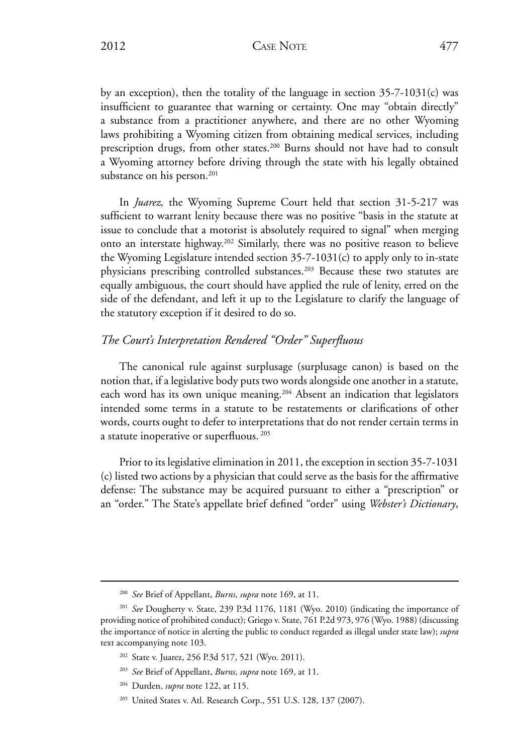by an exception), then the totality of the language in section 35-7-1031(c) was insufficient to guarantee that warning or certainty. One may "obtain directly" a substance from a practitioner anywhere, and there are no other Wyoming laws prohibiting a Wyoming citizen from obtaining medical services, including prescription drugs, from other states.[200] Burns should not have had to consult a Wyoming attorney before driving through the state with his legally obtained substance on his person.[201]

In *Juarez,* the Wyoming Supreme Court held that section 31-5-217 was sufficient to warrant lenity because there was no positive "basis in the statute at issue to conclude that a motorist is absolutely required to signal" when merging onto an interstate highway.[202] Similarly, there was no positive reason to believe the Wyoming Legislature intended section 35-7-1031(c) to apply only to in-state physicians prescribing controlled substances.[203] Because these two statutes are equally ambiguous, the court should have applied the rule of lenity, erred on the side of the defendant, and left it up to the Legislature to clarify the language of the statutory exception if it desired to do so.

### *The Court's Interpretation Rendered "Order" Superfluous*

The canonical rule against surplusage (surplusage canon) is based on the notion that, if a legislative body puts two words alongside one another in a statute, each word has its own unique meaning.[204] Absent an indication that legislators intended some terms in a statute to be restatements or clarifications of other words, courts ought to defer to interpretations that do not render certain terms in a statute inoperative or superfluous.[205]

Prior to its legislative elimination in 2011, the exception in section 35-7-1031 (c) listed two actions by a physician that could serve as the basis for the affirmative defense: The substance may be acquired pursuant to either a "prescription" or an "order." The State's appellate brief defined "order" using *Webster's Dictionary*,

---

[200] *See* Brief of Appellant, *Burns*, *supra* note 169, at 11.

[201] *See* Dougherty v. State, 239 P.3d 1176, 1181 (Wyo. 2010) (indicating the importance of providing notice of prohibited conduct); Griego v. State, 761 P.2d 973, 976 (Wyo. 1988) (discussing the importance of notice in alerting the public to conduct regarded as illegal under state law); *supra* text accompanying note 103.

[202] State v. Juarez, 256 P.3d 517, 521 (Wyo. 2011).

[203] *See* Brief of Appellant, *Burns*, *supra* note 169, at 11.

[204] Durden, *supra* note 122, at 115.

[205] United States v. Atl. Research Corp., 551 U.S. 128, 137 (2007).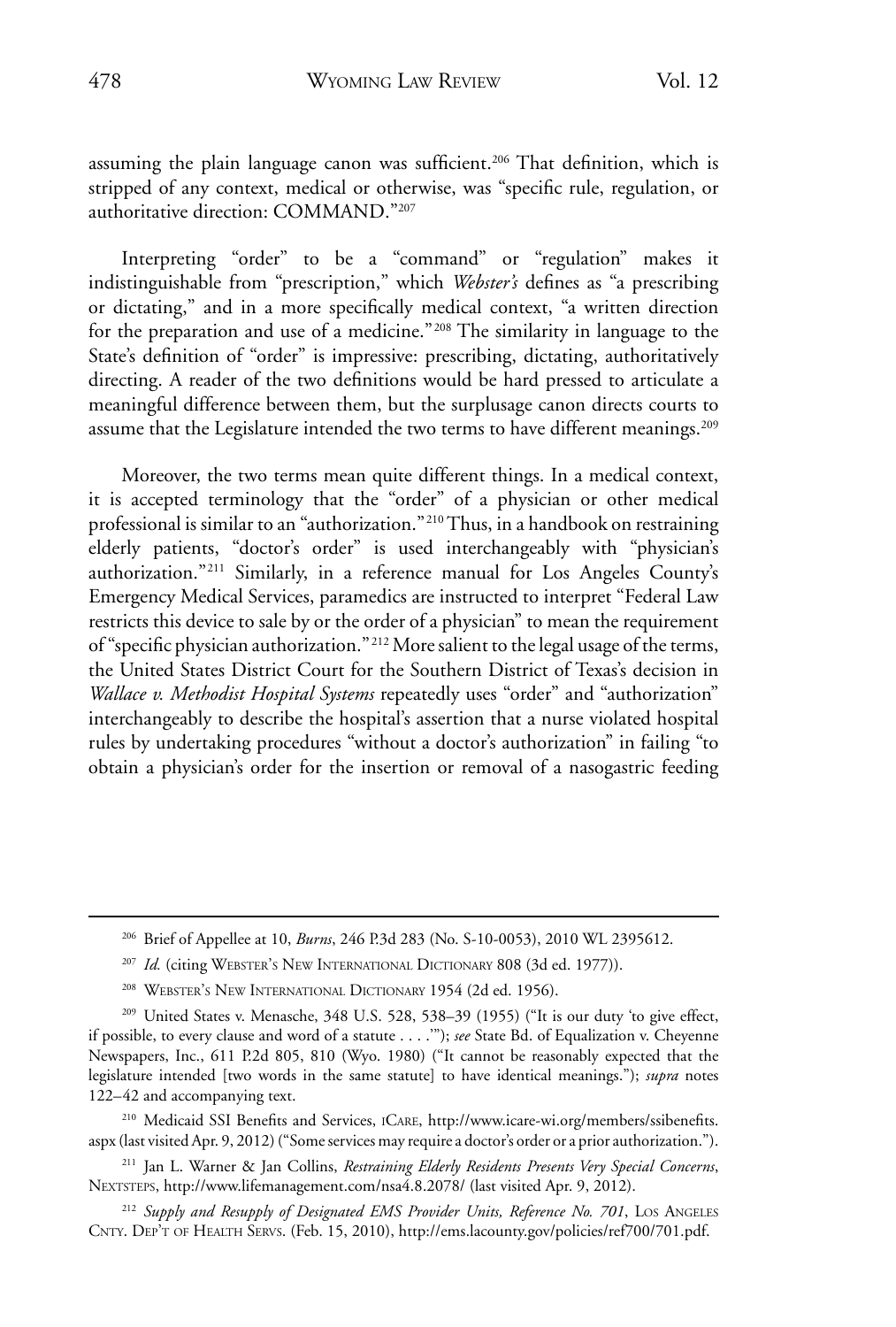assuming the plain language canon was sufficient.[206] That definition, which is stripped of any context, medical or otherwise, was "specific rule, regulation, or authoritative direction: COMMAND."[207]

Interpreting "order" to be a "command" or "regulation" makes it indistinguishable from "prescription," which *Webster's* defines as "a prescribing or dictating," and in a more specifically medical context, "a written direction for the preparation and use of a medicine."[208] The similarity in language to the State's definition of "order" is impressive: prescribing, dictating, authoritatively directing. A reader of the two definitions would be hard pressed to articulate a meaningful difference between them, but the surplusage canon directs courts to assume that the Legislature intended the two terms to have different meanings.[209]

Moreover, the two terms mean quite different things. In a medical context, it is accepted terminology that the "order" of a physician or other medical professional is similar to an "authorization."[210] Thus, in a handbook on restraining elderly patients, "doctor's order" is used interchangeably with "physician's authorization."[211] Similarly, in a reference manual for Los Angeles County's Emergency Medical Services, paramedics are instructed to interpret "Federal Law restricts this device to sale by or the order of a physician" to mean the requirement of "specific physician authorization."[212] More salient to the legal usage of the terms, the United States District Court for the Southern District of Texas's decision in *Wallace v. Methodist Hospital Systems* repeatedly uses "order" and "authorization" interchangeably to describe the hospital's assertion that a nurse violated hospital rules by undertaking procedures "without a doctor's authorization" in failing "to obtain a physician's order for the insertion or removal of a nasogastric feeding

---

[206] Brief of Appellee at 10, *Burns*, 246 P.3d 283 (No. S-10-0053), 2010 WL 2395612.

[207] *Id.* (citing WEBSTER'S NEW INTERNATIONAL DICTIONARY 808 (3d ed. 1977)).

[208] WEBSTER'S NEW INTERNATIONAL DICTIONARY 1954 (2d ed. 1956).

[209] United States v. Menasche, 348 U.S. 528, 538–39 (1955) ("It is our duty 'to give effect, if possible, to every clause and word of a statute . . . .'"); *see* State Bd. of Equalization v. Cheyenne Newspapers, Inc., 611 P.2d 805, 810 (Wyo. 1980) ("It cannot be reasonably expected that the legislature intended [two words in the same statute] to have identical meanings."); *supra* notes 122–42 and accompanying text.

[210] Medicaid SSI Benefits and Services, ICARE, http://www.icare-wi.org/members/ssibenefits.aspx (last visited Apr. 9, 2012) ("Some services may require a doctor's order or a prior authorization.").

[211] Jan L. Warner & Jan Collins, *Restraining Elderly Residents Presents Very Special Concerns*, NEXTSTEPS, http://www.lifemanagement.com/nsa4.8.2078/ (last visited Apr. 9, 2012).

[212] *Supply and Resupply of Designated EMS Provider Units, Reference No. 701*, LOS ANGELES CNTY. DEP'T OF HEALTH SERVS. (Feb. 15, 2010), http://ems.lacounty.gov/policies/ref700/701.pdf.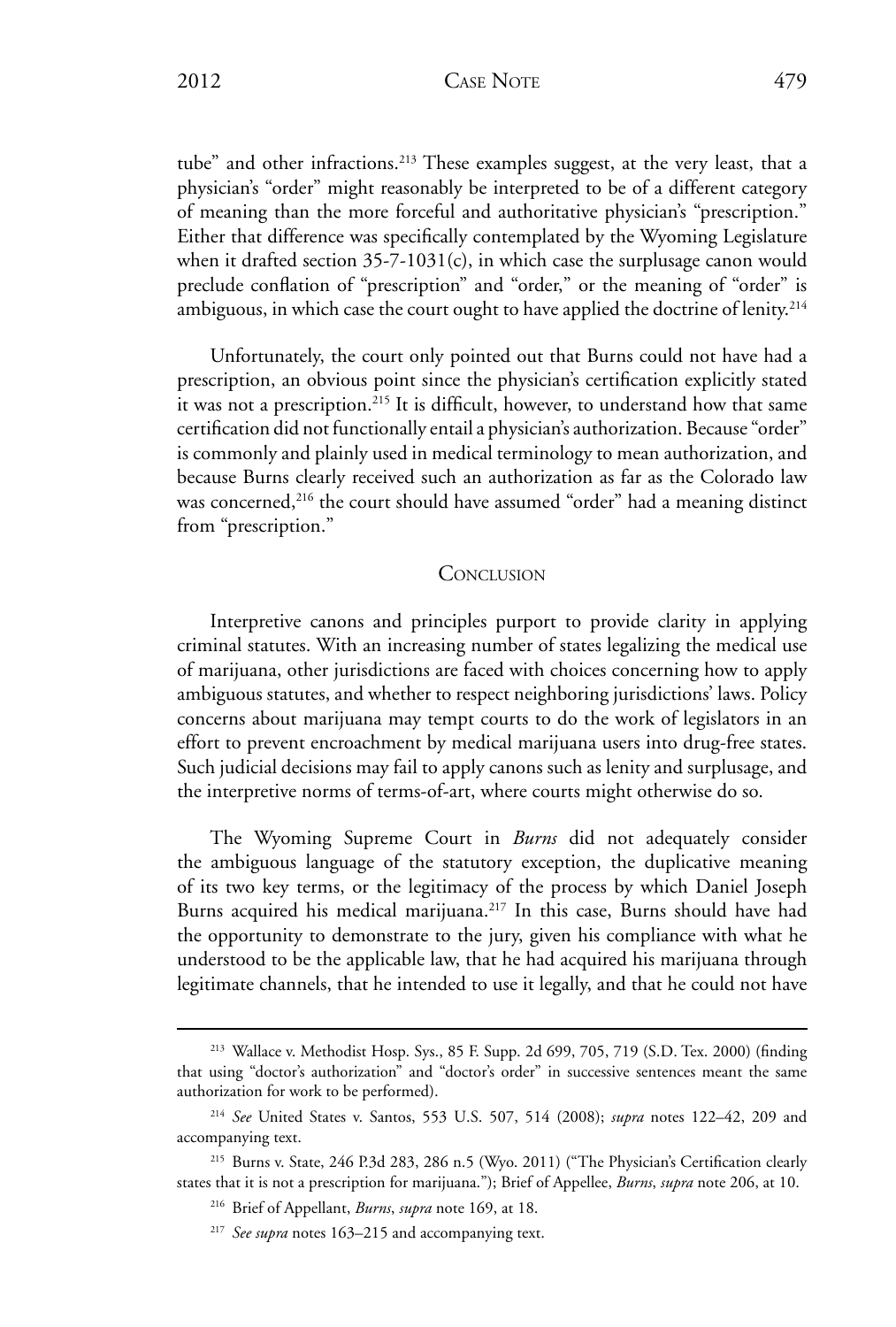tube" and other infractions.[213] These examples suggest, at the very least, that a physician's "order" might reasonably be interpreted to be of a different category of meaning than the more forceful and authoritative physician's "prescription." Either that difference was specifically contemplated by the Wyoming Legislature when it drafted section 35-7-1031(c), in which case the surplusage canon would preclude conflation of "prescription" and "order," or the meaning of "order" is ambiguous, in which case the court ought to have applied the doctrine of lenity.[214]

Unfortunately, the court only pointed out that Burns could not have had a prescription, an obvious point since the physician's certification explicitly stated it was not a prescription.[215] It is difficult, however, to understand how that same certification did not functionally entail a physician's authorization. Because "order" is commonly and plainly used in medical terminology to mean authorization, and because Burns clearly received such an authorization as far as the Colorado law was concerned,[216] the court should have assumed "order" had a meaning distinct from "prescription."

## Conclusion

Interpretive canons and principles purport to provide clarity in applying criminal statutes. With an increasing number of states legalizing the medical use of marijuana, other jurisdictions are faced with choices concerning how to apply ambiguous statutes, and whether to respect neighboring jurisdictions' laws. Policy concerns about marijuana may tempt courts to do the work of legislators in an effort to prevent encroachment by medical marijuana users into drug-free states. Such judicial decisions may fail to apply canons such as lenity and surplusage, and the interpretive norms of terms-of-art, where courts might otherwise do so.

The Wyoming Supreme Court in *Burns* did not adequately consider the ambiguous language of the statutory exception, the duplicative meaning of its two key terms, or the legitimacy of the process by which Daniel Joseph Burns acquired his medical marijuana.[217] In this case, Burns should have had the opportunity to demonstrate to the jury, given his compliance with what he understood to be the applicable law, that he had acquired his marijuana through legitimate channels, that he intended to use it legally, and that he could not have

---

[213] Wallace v. Methodist Hosp. Sys., 85 F. Supp. 2d 699, 705, 719 (S.D. Tex. 2000) (finding that using "doctor's authorization" and "doctor's order" in successive sentences meant the same authorization for work to be performed).

[214] *See* United States v. Santos, 553 U.S. 507, 514 (2008); *supra* notes 122–42, 209 and accompanying text.

[215] Burns v. State, 246 P.3d 283, 286 n.5 (Wyo. 2011) ("The Physician's Certification clearly states that it is not a prescription for marijuana."); Brief of Appellee, *Burns*, *supra* note 206, at 10.

[216] Brief of Appellant, *Burns*, *supra* note 169, at 18.

[217] *See supra* notes 163–215 and accompanying text.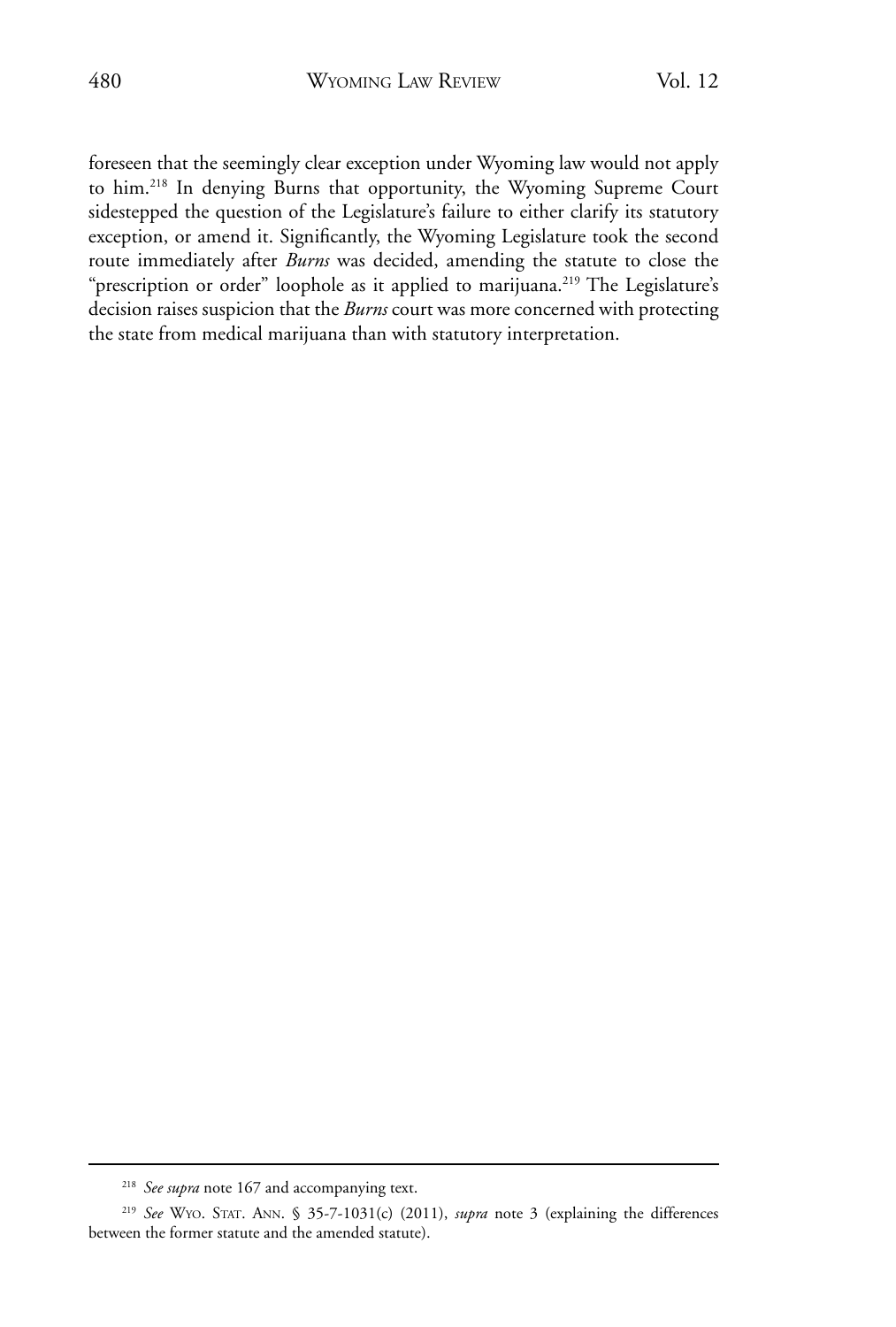foreseen that the seemingly clear exception under Wyoming law would not apply to him.[218] In denying Burns that opportunity, the Wyoming Supreme Court sidestepped the question of the Legislature's failure to either clarify its statutory exception, or amend it. Significantly, the Wyoming Legislature took the second route immediately after *Burns* was decided, amending the statute to close the "prescription or order" loophole as it applied to marijuana.[219] The Legislature's decision raises suspicion that the *Burns* court was more concerned with protecting the state from medical marijuana than with statutory interpretation.

---

[218] *See supra* note 167 and accompanying text.

[219] *See* WYO. STAT. ANN. § 35-7-1031(c) (2011), *supra* note 3 (explaining the differences between the former statute and the amended statute).